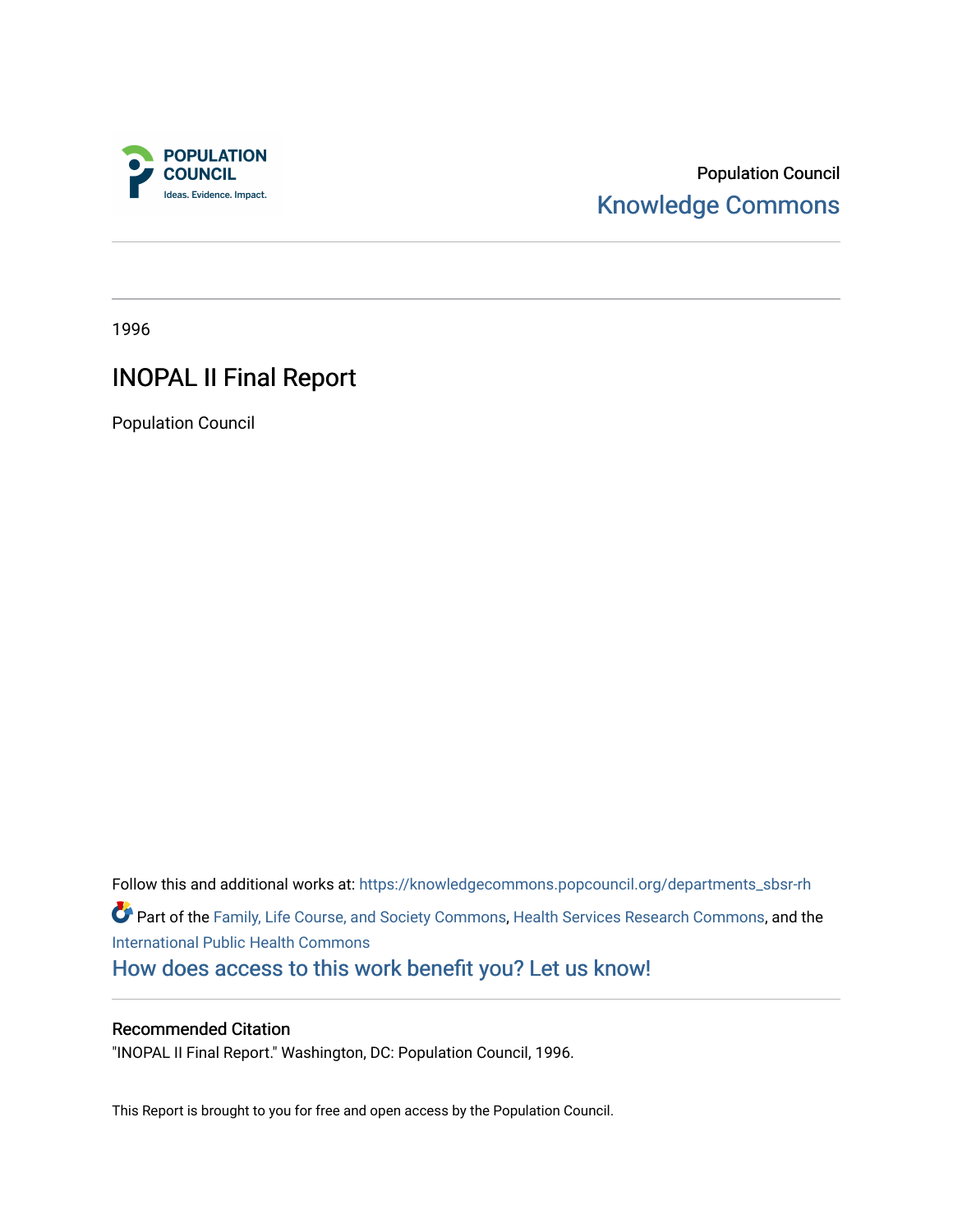POPULATION COUNCIL

Ideas. Evidence. Impact.

Population Council

Knowledge Commons

1996

# INOPAL II Final Report

Population Council

Follow this and additional works at: https://knowledgecommons.popcouncil.org/departments_sbsr-rh

Part of the Family, Life Course, and Society Commons, Health Services Research Commons, and the International Public Health Commons

How does access to this work benefit you? Let us know!

## Recommended Citation

"INOPAL II Final Report." Washington, DC: Population Council, 1996.

This Report is brought to you for free and open access by the Population Council.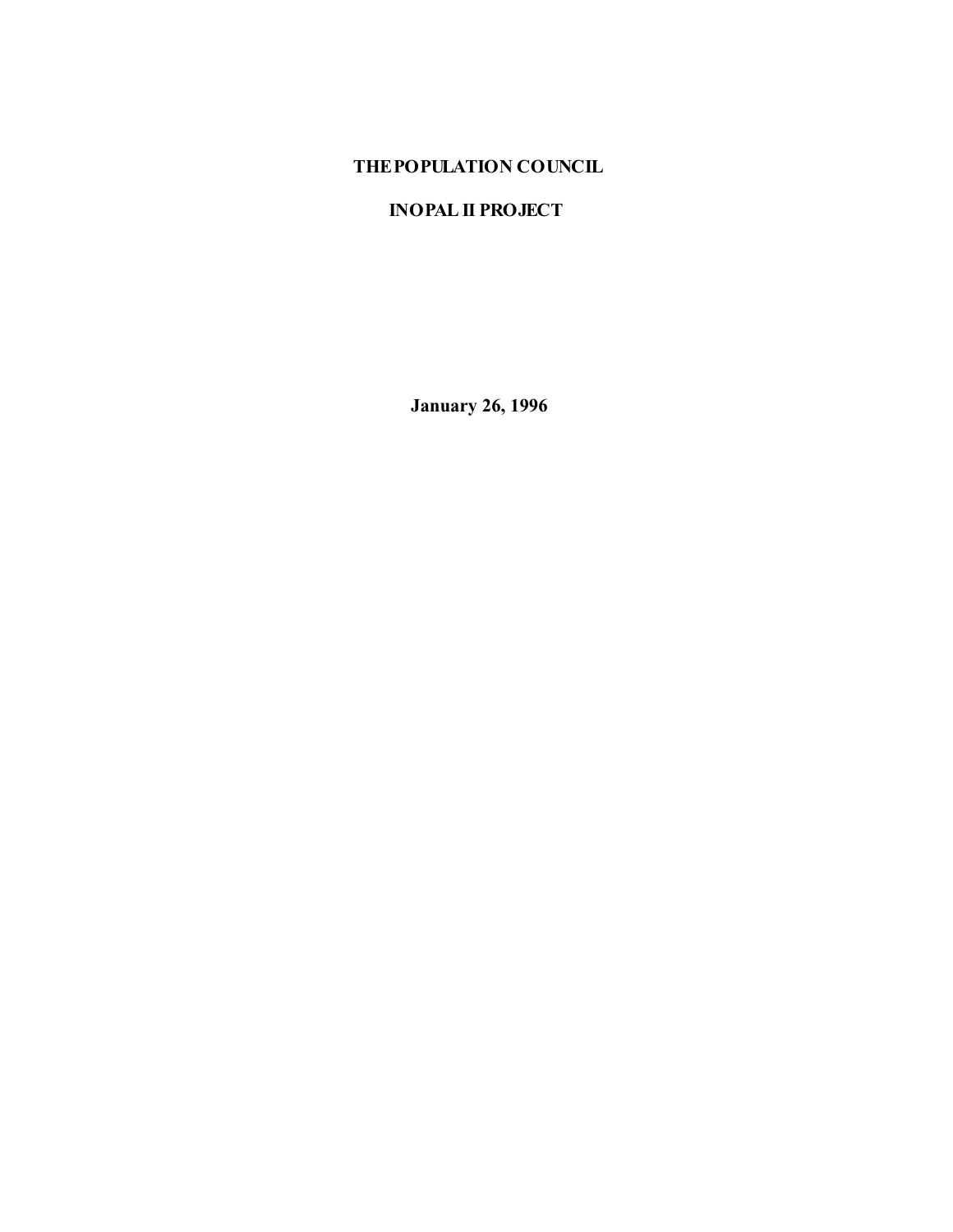**THE POPULATION COUNCIL**

**INOPAL II PROJECT**

**January 26, 1996**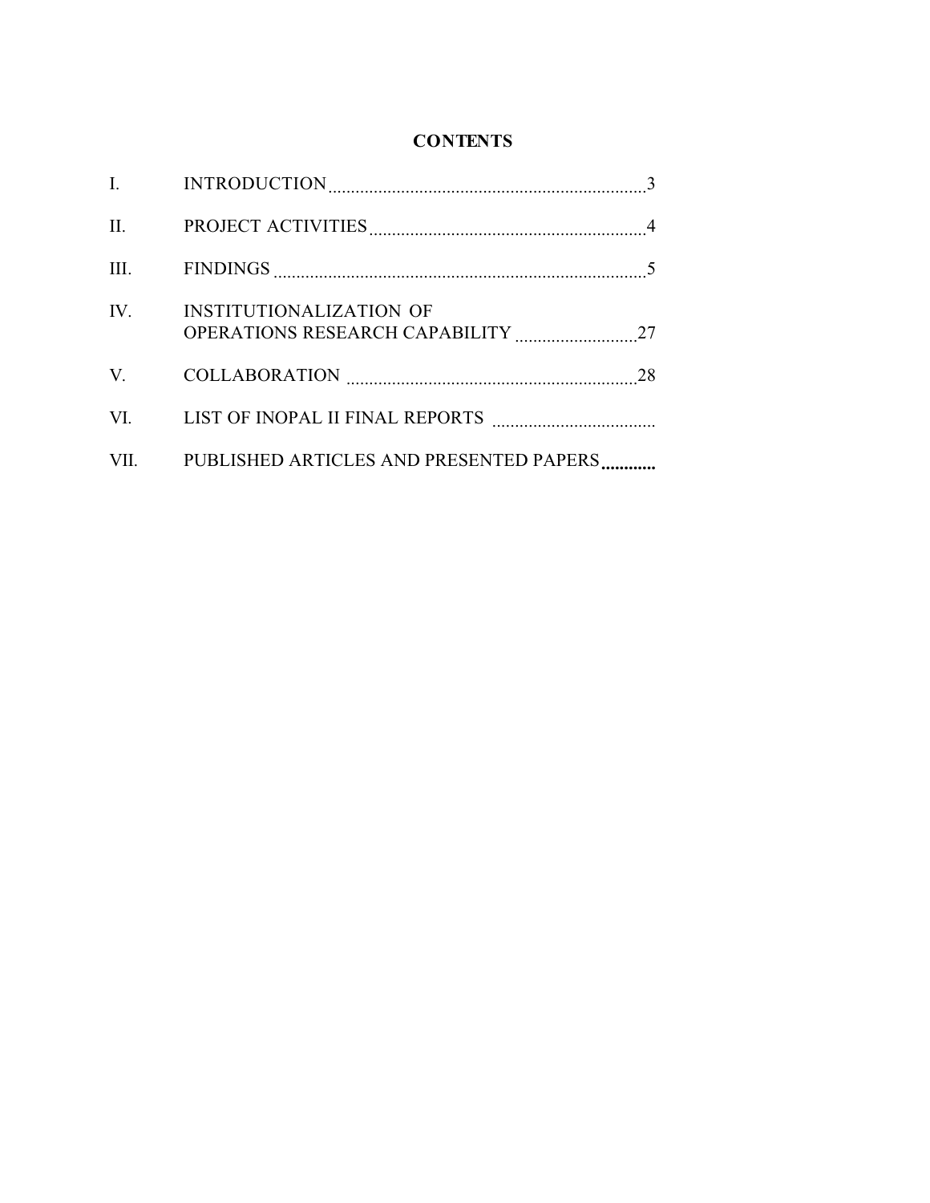# CONTENTS

| | | |
|---|---|---|
| I. | INTRODUCTION | 3 |
| II. | PROJECT ACTIVITIES | 4 |
| III. | FINDINGS | 5 |
| IV. | INSTITUTIONALIZATION OF OPERATIONS RESEARCH CAPABILITY | 27 |
| V. | COLLABORATION | 28 |
| VI. | LIST OF INOPAL II FINAL REPORTS | |
| VII. | PUBLISHED ARTICLES AND PRESENTED PAPERS | |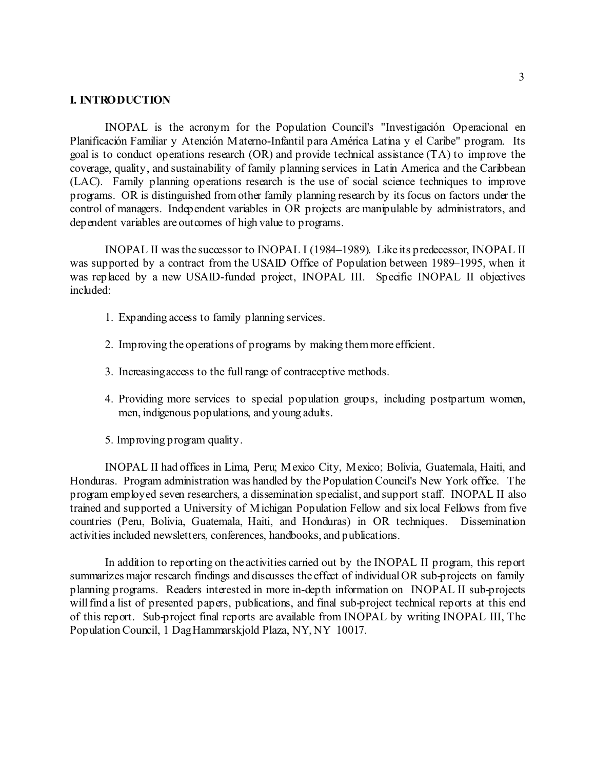## I. INTRODUCTION

INOPAL is the acronym for the Population Council's "Investigación Operacional en Planificación Familiar y Atención Materno-Infantil para América Latina y el Caribe" program. Its goal is to conduct operations research (OR) and provide technical assistance (TA) to improve the coverage, quality, and sustainability of family planning services in Latin America and the Caribbean (LAC). Family planning operations research is the use of social science techniques to improve programs. OR is distinguished from other family planning research by its focus on factors under the control of managers. Independent variables in OR projects are manipulable by administrators, and dependent variables are outcomes of high value to programs.

INOPAL II was the successor to INOPAL I (1984–1989). Like its predecessor, INOPAL II was supported by a contract from the USAID Office of Population between 1989–1995, when it was replaced by a new USAID-funded project, INOPAL III. Specific INOPAL II objectives included:

1. Expanding access to family planning services.
2. Improving the operations of programs by making them more efficient.
3. Increasing access to the full range of contraceptive methods.
4. Providing more services to special population groups, including postpartum women, men, indigenous populations, and young adults.
5. Improving program quality.

INOPAL II had offices in Lima, Peru; Mexico City, Mexico; Bolivia, Guatemala, Haiti, and Honduras. Program administration was handled by the Population Council's New York office. The program employed seven researchers, a dissemination specialist, and support staff. INOPAL II also trained and supported a University of Michigan Population Fellow and six local Fellows from five countries (Peru, Bolivia, Guatemala, Haiti, and Honduras) in OR techniques. Dissemination activities included newsletters, conferences, handbooks, and publications.

In addition to reporting on the activities carried out by the INOPAL II program, this report summarizes major research findings and discusses the effect of individual OR sub-projects on family planning programs. Readers interested in more in-depth information on INOPAL II sub-projects will find a list of presented papers, publications, and final sub-project technical reports at this end of this report. Sub-project final reports are available from INOPAL by writing INOPAL III, The Population Council, 1 Dag Hammarskjold Plaza, NY, NY 10017.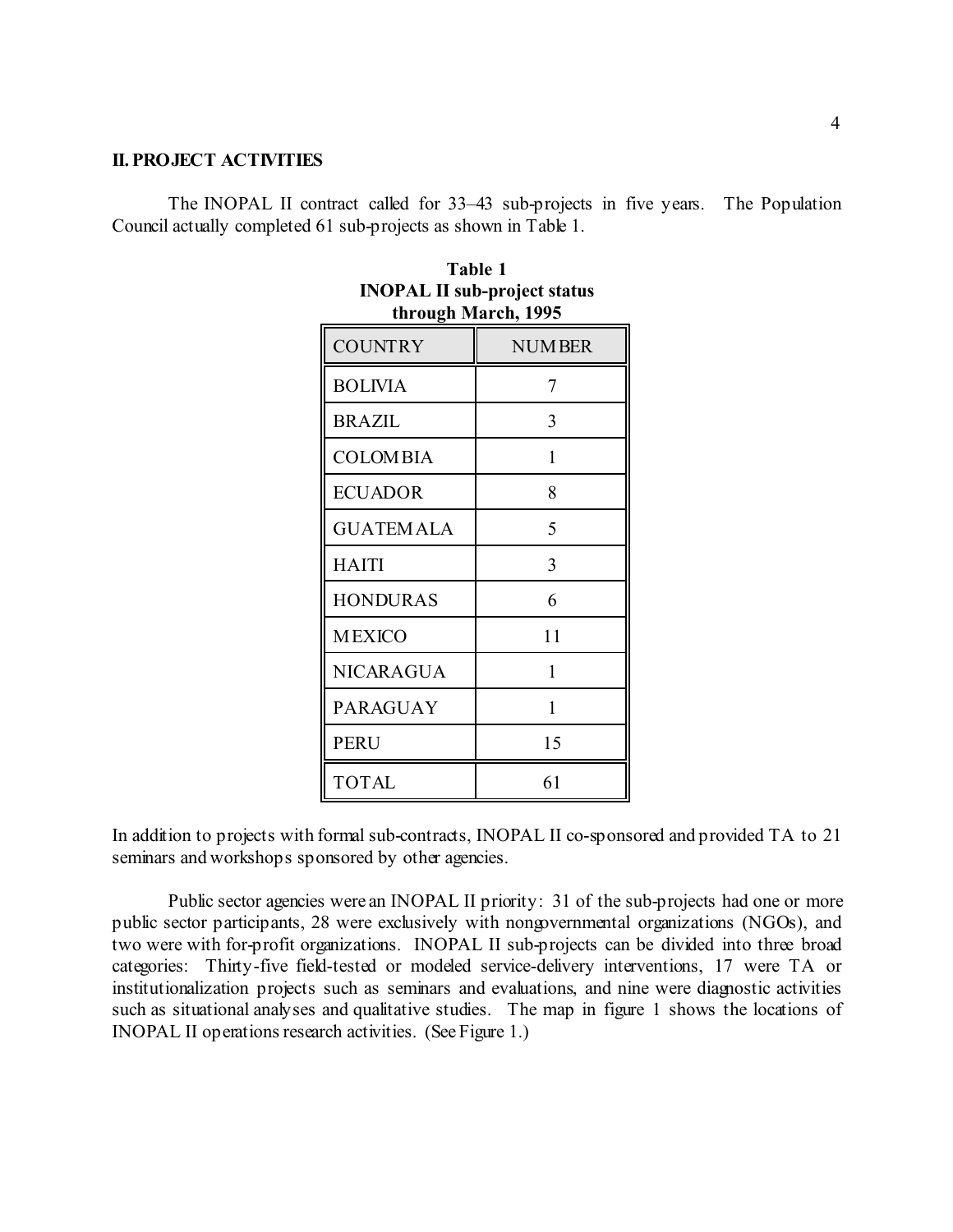## II. PROJECT ACTIVITIES

The INOPAL II contract called for 33–43 sub-projects in five years. The Population Council actually completed 61 sub-projects as shown in Table 1.

**Table 1**
**INOPAL II sub-project status through March, 1995**

| COUNTRY | NUMBER |
|---|---|
| BOLIVIA | 7 |
| BRAZIL | 3 |
| COLOMBIA | 1 |
| ECUADOR | 8 |
| GUATEMALA | 5 |
| HAITI | 3 |
| HONDURAS | 6 |
| MEXICO | 11 |
| NICARAGUA | 1 |
| PARAGUAY | 1 |
| PERU | 15 |
| TOTAL | 61 |

In addition to projects with formal sub-contracts, INOPAL II co-sponsored and provided TA to 21 seminars and workshops sponsored by other agencies.

Public sector agencies were an INOPAL II priority: 31 of the sub-projects had one or more public sector participants, 28 were exclusively with nongovernmental organizations (NGOs), and two were with for-profit organizations. INOPAL II sub-projects can be divided into three broad categories: Thirty-five field-tested or modeled service-delivery interventions, 17 were TA or institutionalization projects such as seminars and evaluations, and nine were diagnostic activities such as situational analyses and qualitative studies. The map in figure 1 shows the locations of INOPAL II operations research activities. (See Figure 1.)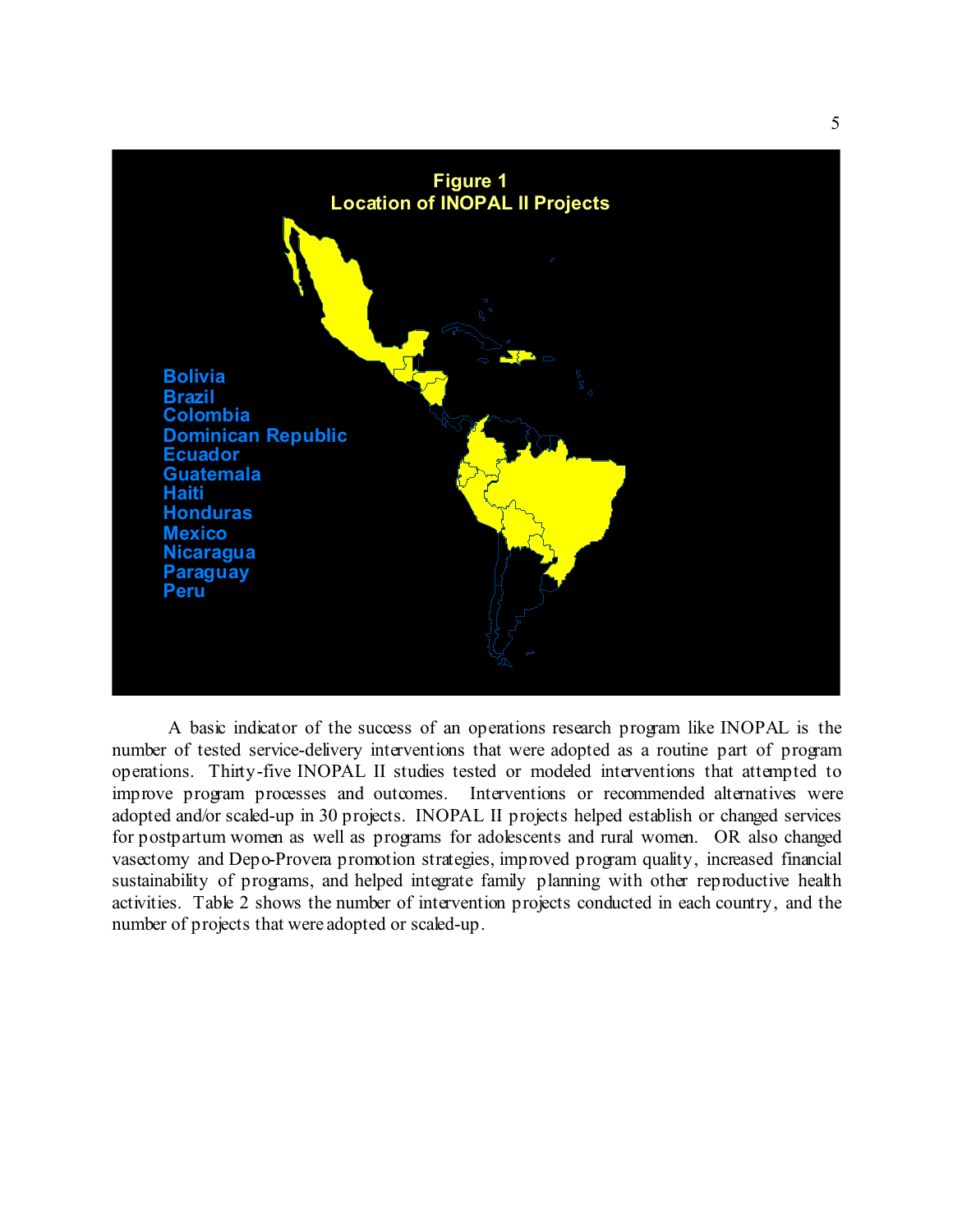**Figure 1**
**Location of INOPAL II Projects**

Bolivia
Brazil
Colombia
Dominican Republic
Ecuador
Guatemala
Haiti
Honduras
Mexico
Nicaragua
Paraguay
Peru

A basic indicator of the success of an operations research program like INOPAL is the number of tested service-delivery interventions that were adopted as a routine part of program operations. Thirty-five INOPAL II studies tested or modeled interventions that attempted to improve program processes and outcomes. Interventions or recommended alternatives were adopted and/or scaled-up in 30 projects. INOPAL II projects helped establish or changed services for postpartum women as well as programs for adolescents and rural women. OR also changed vasectomy and Depo-Provera promotion strategies, improved program quality, increased financial sustainability of programs, and helped integrate family planning with other reproductive health activities. Table 2 shows the number of intervention projects conducted in each country, and the number of projects that were adopted or scaled-up.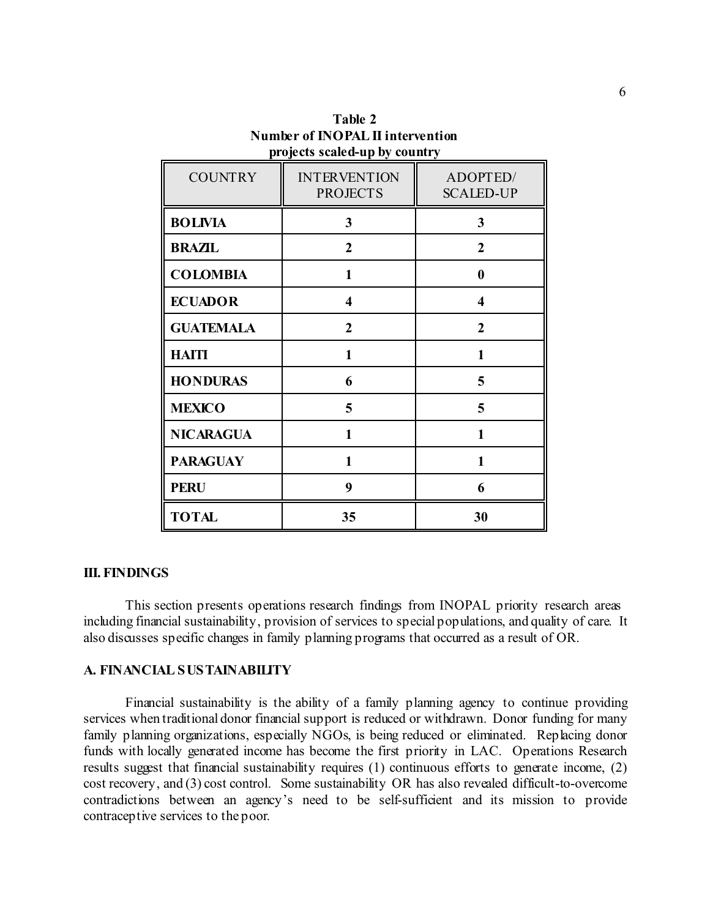**Table 2**
**Number of INOPAL II intervention projects scaled-up by country**

| COUNTRY | INTERVENTION PROJECTS | ADOPTED/ SCALED-UP |
|---|---|---|
| **BOLIVIA** | **3** | **3** |
| **BRAZIL** | **2** | **2** |
| **COLOMBIA** | **1** | **0** |
| **ECUADOR** | **4** | **4** |
| **GUATEMALA** | **2** | **2** |
| **HAITI** | **1** | **1** |
| **HONDURAS** | **6** | **5** |
| **MEXICO** | **5** | **5** |
| **NICARAGUA** | **1** | **1** |
| **PARAGUAY** | **1** | **1** |
| **PERU** | **9** | **6** |
| **TOTAL** | **35** | **30** |

## III. FINDINGS

This section presents operations research findings from INOPAL priority research areas including financial sustainability, provision of services to special populations, and quality of care. It also discusses specific changes in family planning programs that occurred as a result of OR.

### A. FINANCIAL SUSTAINABILITY

Financial sustainability is the ability of a family planning agency to continue providing services when traditional donor financial support is reduced or withdrawn. Donor funding for many family planning organizations, especially NGOs, is being reduced or eliminated. Replacing donor funds with locally generated income has become the first priority in LAC. Operations Research results suggest that financial sustainability requires (1) continuous efforts to generate income, (2) cost recovery, and (3) cost control. Some sustainability OR has also revealed difficult-to-overcome contradictions between an agency's need to be self-sufficient and its mission to provide contraceptive services to the poor.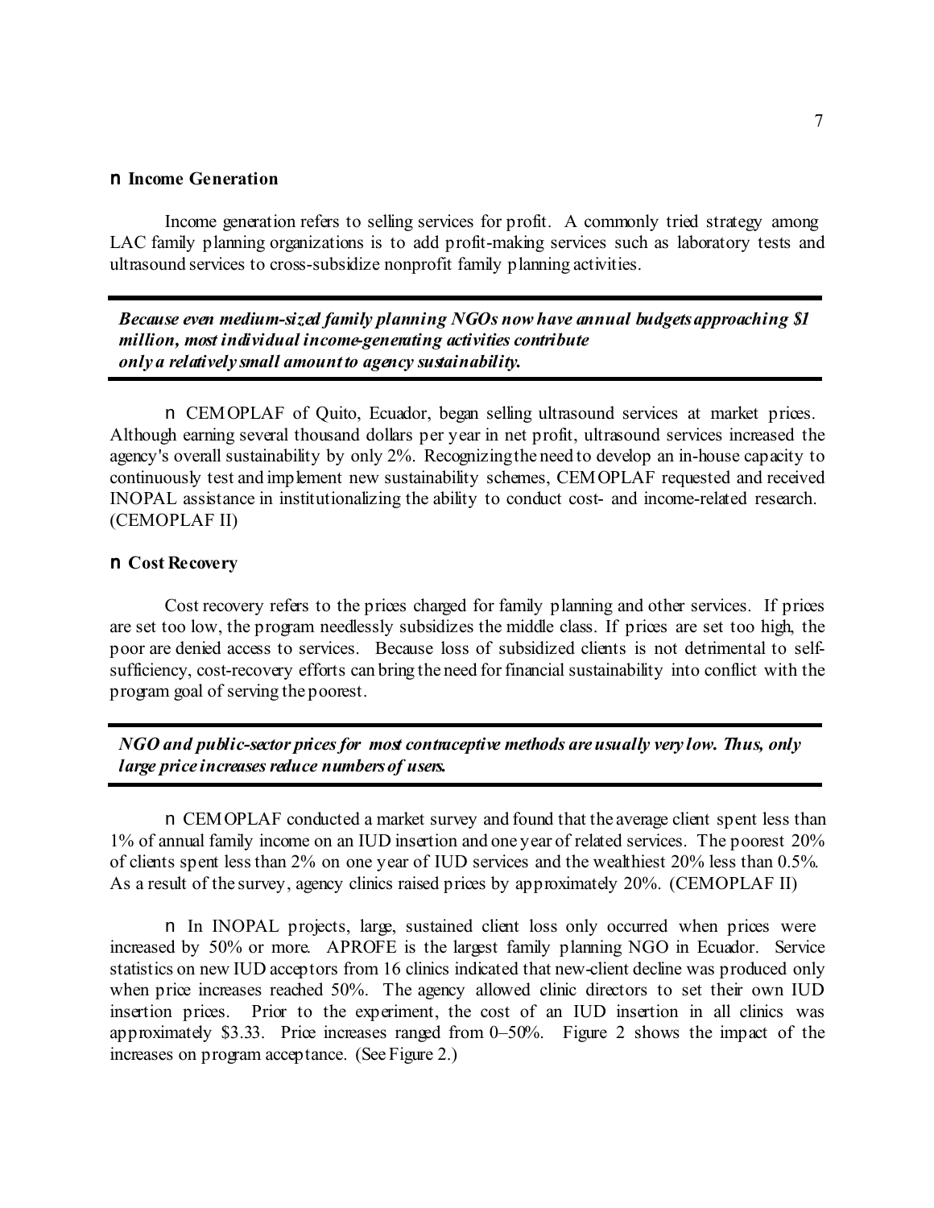## n Income Generation

Income generation refers to selling services for profit. A commonly tried strategy among LAC family planning organizations is to add profit-making services such as laboratory tests and ultrasound services to cross-subsidize nonprofit family planning activities.

---

***Because even medium-sized family planning NGOs now have annual budgets approaching $1 million, most individual income-generating activities contribute only a relatively small amount to agency sustainability.***

---

n CEMOPLAF of Quito, Ecuador, began selling ultrasound services at market prices. Although earning several thousand dollars per year in net profit, ultrasound services increased the agency's overall sustainability by only 2%. Recognizing the need to develop an in-house capacity to continuously test and implement new sustainability schemes, CEMOPLAF requested and received INOPAL assistance in institutionalizing the ability to conduct cost- and income-related research. (CEMOPLAF II)

## n Cost Recovery

Cost recovery refers to the prices charged for family planning and other services. If prices are set too low, the program needlessly subsidizes the middle class. If prices are set too high, the poor are denied access to services. Because loss of subsidized clients is not detrimental to self-sufficiency, cost-recovery efforts can bring the need for financial sustainability into conflict with the program goal of serving the poorest.

---

***NGO and public-sector prices for most contraceptive methods are usually very low. Thus, only large price increases reduce numbers of users.***

---

n CEMOPLAF conducted a market survey and found that the average client spent less than 1% of annual family income on an IUD insertion and one year of related services. The poorest 20% of clients spent less than 2% on one year of IUD services and the wealthiest 20% less than 0.5%. As a result of the survey, agency clinics raised prices by approximately 20%. (CEMOPLAF II)

n In INOPAL projects, large, sustained client loss only occurred when prices were increased by 50% or more. APROFE is the largest family planning NGO in Ecuador. Service statistics on new IUD acceptors from 16 clinics indicated that new-client decline was produced only when price increases reached 50%. The agency allowed clinic directors to set their own IUD insertion prices. Prior to the experiment, the cost of an IUD insertion in all clinics was approximately $3.33. Price increases ranged from 0–50%. Figure 2 shows the impact of the increases on program acceptance. (See Figure 2.)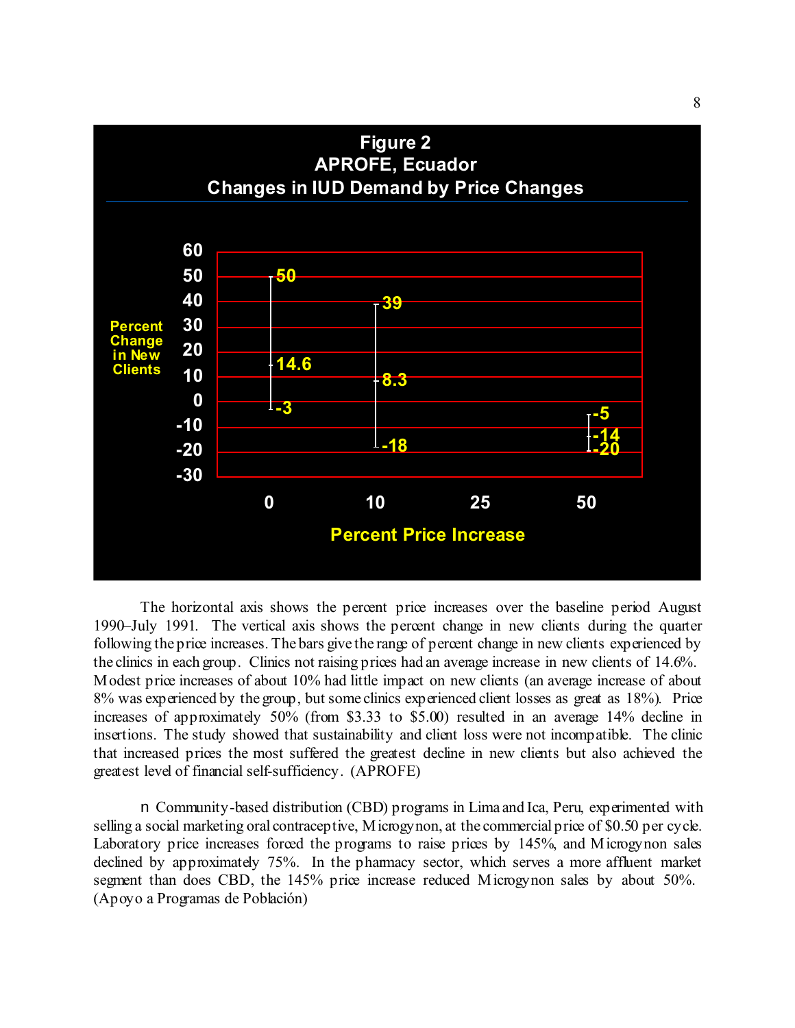**Figure 2**
**APROFE, Ecuador**
**Changes in IUD Demand by Price Changes**

| Percent Price Increase | High | Average | Low |
|---|---|---|---|
| 0 | 50 | 14.6 | -3 |
| 10 | 39 | 8.3 | -18 |
| 25 | | | |
| 50 | -5 | -14 | -20 |

Vertical axis: Percent Change in New Clients. Horizontal axis: Percent Price Increase.

The horizontal axis shows the percent price increases over the baseline period August 1990–July 1991. The vertical axis shows the percent change in new clients during the quarter following the price increases. The bars give the range of percent change in new clients experienced by the clinics in each group. Clinics not raising prices had an average increase in new clients of 14.6%. Modest price increases of about 10% had little impact on new clients (an average increase of about 8% was experienced by the group, but some clinics experienced client losses as great as 18%). Price increases of approximately 50% (from \$3.33 to \$5.00) resulted in an average 14% decline in insertions. The study showed that sustainability and client loss were not incompatible. The clinic that increased prices the most suffered the greatest decline in new clients but also achieved the greatest level of financial self-sufficiency. (APROFE)

- Community-based distribution (CBD) programs in Lima and Ica, Peru, experimented with selling a social marketing oral contraceptive, Microgynon, at the commercial price of \$0.50 per cycle. Laboratory price increases forced the programs to raise prices by 145%, and Microgynon sales declined by approximately 75%. In the pharmacy sector, which serves a more affluent market segment than does CBD, the 145% price increase reduced Microgynon sales by about 50%. (Apoyo a Programas de Población)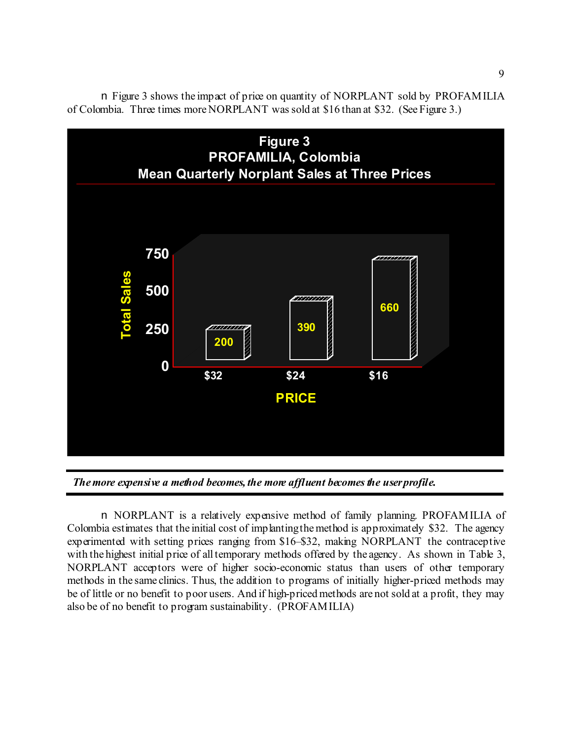■ Figure 3 shows the impact of price on quantity of NORPLANT sold by PROFAMILIA of Colombia. Three times more NORPLANT was sold at $16 than at $32. (See Figure 3.)

**Figure 3**
**PROFAMILIA, Colombia**
**Mean Quarterly Norplant Sales at Three Prices**

| PRICE | Total Sales |
|---|---|
| $32 | 200 |
| $24 | 390 |
| $16 | 660 |

***The more expensive a method becomes, the more affluent becomes the user profile.***

■ NORPLANT is a relatively expensive method of family planning. PROFAMILIA of Colombia estimates that the initial cost of implanting the method is approximately $32. The agency experimented with setting prices ranging from $16–$32, making NORPLANT the contraceptive with the highest initial price of all temporary methods offered by the agency. As shown in Table 3, NORPLANT acceptors were of higher socio-economic status than users of other temporary methods in the same clinics. Thus, the addition to programs of initially higher-priced methods may be of little or no benefit to poor users. And if high-priced methods are not sold at a profit, they may also be of no benefit to program sustainability. (PROFAMILIA)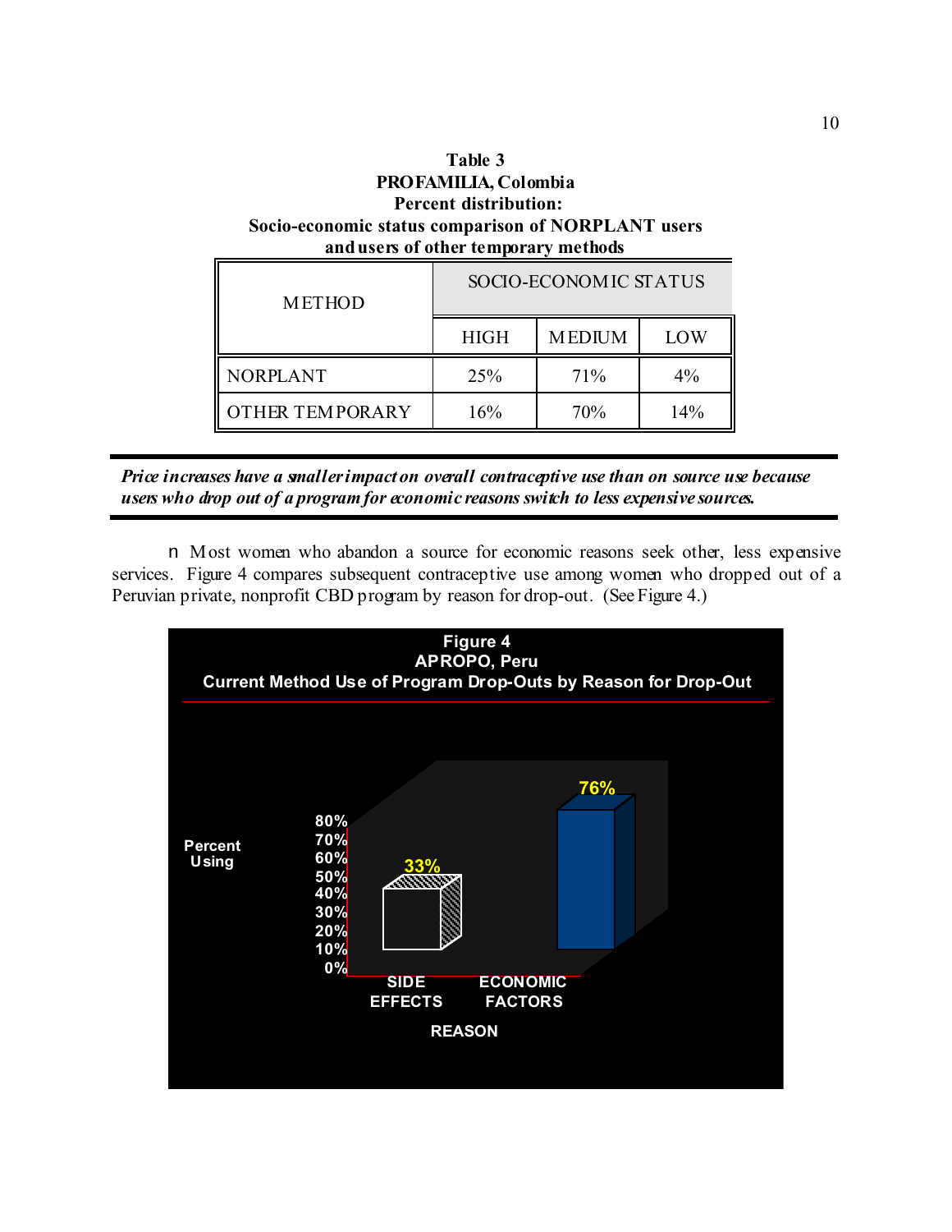**Table 3**
**PROFAMILIA, Colombia**
**Percent distribution:**
**Socio-economic status comparison of NORPLANT users and users of other temporary methods**

| METHOD | SOCIO-ECONOMIC STATUS | | |
|---|---|---|---|
| | HIGH | MEDIUM | LOW |
| NORPLANT | 25% | 71% | 4% |
| OTHER TEMPORARY | 16% | 70% | 14% |

---

***Price increases have a smaller impact on overall contraceptive use than on source use because users who drop out of a program for economic reasons switch to less expensive sources.***

---

- Most women who abandon a source for economic reasons seek other, less expensive services. Figure 4 compares subsequent contraceptive use among women who dropped out of a Peruvian private, nonprofit CBD program by reason for drop-out. (See Figure 4.)

**Figure 4**
**APROPO, Peru**
**Current Method Use of Program Drop-Outs by Reason for Drop-Out**

| REASON | Percent Using |
|---|---|
| SIDE EFFECTS | 33% |
| ECONOMIC FACTORS | 76% |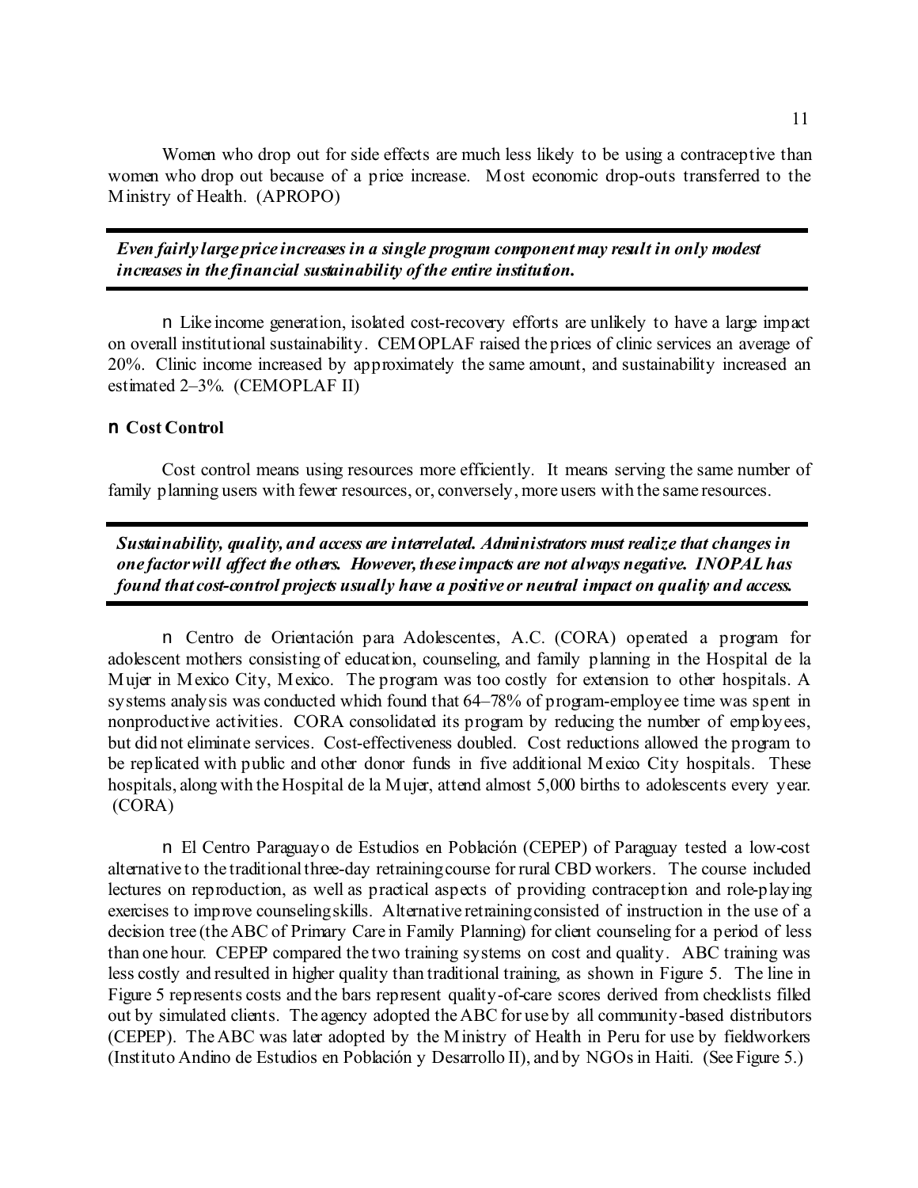Women who drop out for side effects are much less likely to be using a contraceptive than women who drop out because of a price increase. Most economic drop-outs transferred to the Ministry of Health. (APROPO)

---

***Even fairly large price increases in a single program component may result in only modest increases in the financial sustainability of the entire institution.***

---

n Like income generation, isolated cost-recovery efforts are unlikely to have a large impact on overall institutional sustainability. CEMOPLAF raised the prices of clinic services an average of 20%. Clinic income increased by approximately the same amount, and sustainability increased an estimated 2–3%. (CEMOPLAF II)

## n Cost Control

Cost control means using resources more efficiently. It means serving the same number of family planning users with fewer resources, or, conversely, more users with the same resources.

---

***Sustainability, quality, and access are interrelated. Administrators must realize that changes in one factor will affect the others. However, these impacts are not always negative. INOPAL has found that cost-control projects usually have a positive or neutral impact on quality and access.***

---

n Centro de Orientación para Adolescentes, A.C. (CORA) operated a program for adolescent mothers consisting of education, counseling, and family planning in the Hospital de la Mujer in Mexico City, Mexico. The program was too costly for extension to other hospitals. A systems analysis was conducted which found that 64–78% of program-employee time was spent in nonproductive activities. CORA consolidated its program by reducing the number of employees, but did not eliminate services. Cost-effectiveness doubled. Cost reductions allowed the program to be replicated with public and other donor funds in five additional Mexico City hospitals. These hospitals, along with the Hospital de la Mujer, attend almost 5,000 births to adolescents every year. (CORA)

n El Centro Paraguayo de Estudios en Población (CEPEP) of Paraguay tested a low-cost alternative to the traditional three-day retraining course for rural CBD workers. The course included lectures on reproduction, as well as practical aspects of providing contraception and role-playing exercises to improve counseling skills. Alternative retraining consisted of instruction in the use of a decision tree (the ABC of Primary Care in Family Planning) for client counseling for a period of less than one hour. CEPEP compared the two training systems on cost and quality. ABC training was less costly and resulted in higher quality than traditional training, as shown in Figure 5. The line in Figure 5 represents costs and the bars represent quality-of-care scores derived from checklists filled out by simulated clients. The agency adopted the ABC for use by all community-based distributors (CEPEP). The ABC was later adopted by the Ministry of Health in Peru for use by fieldworkers (Instituto Andino de Estudios en Población y Desarrollo II), and by NGOs in Haiti. (See Figure 5.)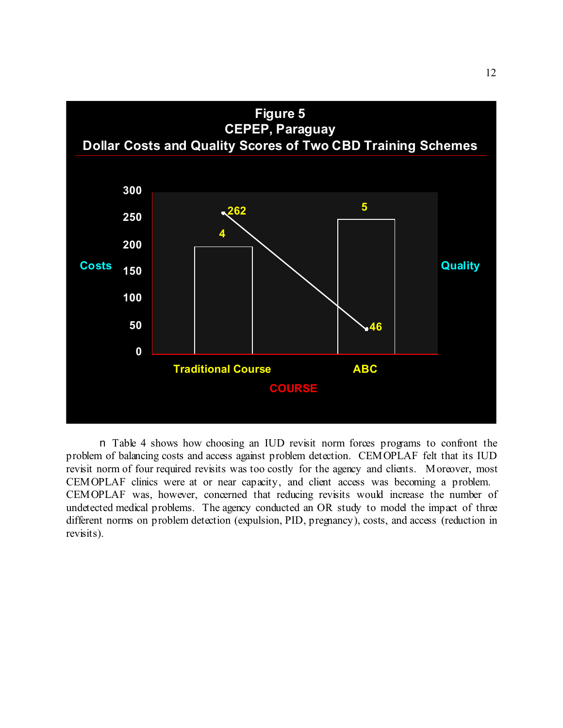**Figure 5**
**CEPEP, Paraguay**
**Dollar Costs and Quality Scores of Two CBD Training Schemes**

| COURSE | Costs | Quality |
|---|---|---|
| Traditional Course | 262 | 4 |
| ABC | 46 | 5 |

n Table 4 shows how choosing an IUD revisit norm forces programs to confront the problem of balancing costs and access against problem detection. CEMOPLAF felt that its IUD revisit norm of four required revisits was too costly for the agency and clients. Moreover, most CEMOPLAF clinics were at or near capacity, and client access was becoming a problem. CEMOPLAF was, however, concerned that reducing revisits would increase the number of undetected medical problems. The agency conducted an OR study to model the impact of three different norms on problem detection (expulsion, PID, pregnancy), costs, and access (reduction in revisits).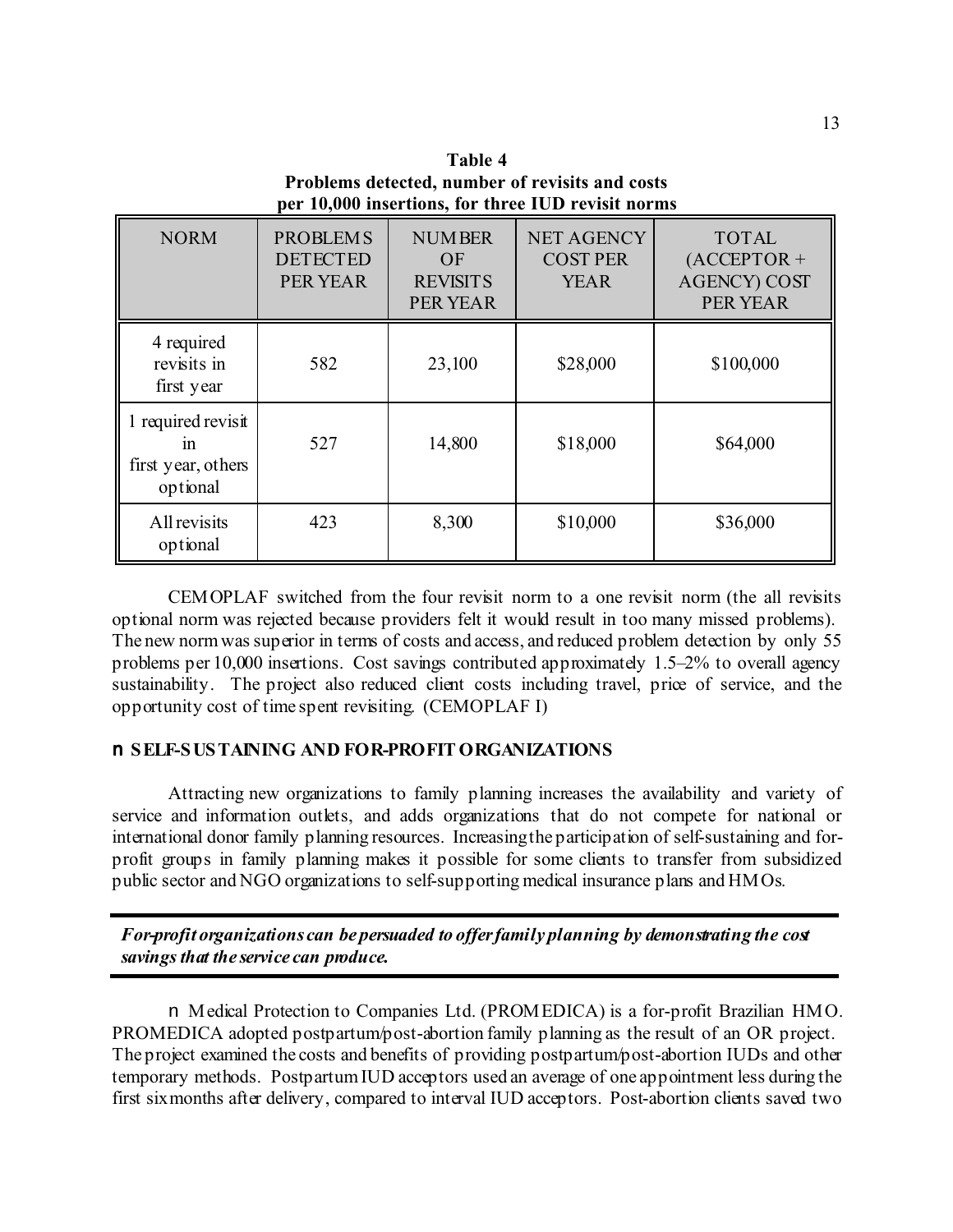**Table 4**
**Problems detected, number of revisits and costs per 10,000 insertions, for three IUD revisit norms**

| NORM | PROBLEMS DETECTED PER YEAR | NUMBER OF REVISITS PER YEAR | NET AGENCY COST PER YEAR | TOTAL (ACCEPTOR + AGENCY) COST PER YEAR |
|---|---|---|---|---|
| 4 required revisits in first year | 582 | 23,100 | $28,000 | $100,000 |
| 1 required revisit in first year, others optional | 527 | 14,800 | $18,000 | $64,000 |
| All revisits optional | 423 | 8,300 | $10,000 | $36,000 |

CEMOPLAF switched from the four revisit norm to a one revisit norm (the all revisits optional norm was rejected because providers felt it would result in too many missed problems). The new norm was superior in terms of costs and access, and reduced problem detection by only 55 problems per 10,000 insertions. Cost savings contributed approximately 1.5–2% to overall agency sustainability. The project also reduced client costs including travel, price of service, and the opportunity cost of time spent revisiting. (CEMOPLAF I)

## n SELF-SUSTAINING AND FOR-PROFIT ORGANIZATIONS

Attracting new organizations to family planning increases the availability and variety of service and information outlets, and adds organizations that do not compete for national or international donor family planning resources. Increasing the participation of self-sustaining and for-profit groups in family planning makes it possible for some clients to transfer from subsidized public sector and NGO organizations to self-supporting medical insurance plans and HMOs.

***For-profit organizations can be persuaded to offer family planning by demonstrating the cost savings that the service can produce.***

n Medical Protection to Companies Ltd. (PROMEDICA) is a for-profit Brazilian HMO. PROMEDICA adopted postpartum/post-abortion family planning as the result of an OR project. The project examined the costs and benefits of providing postpartum/post-abortion IUDs and other temporary methods. Postpartum IUD acceptors used an average of one appointment less during the first six months after delivery, compared to interval IUD acceptors. Post-abortion clients saved two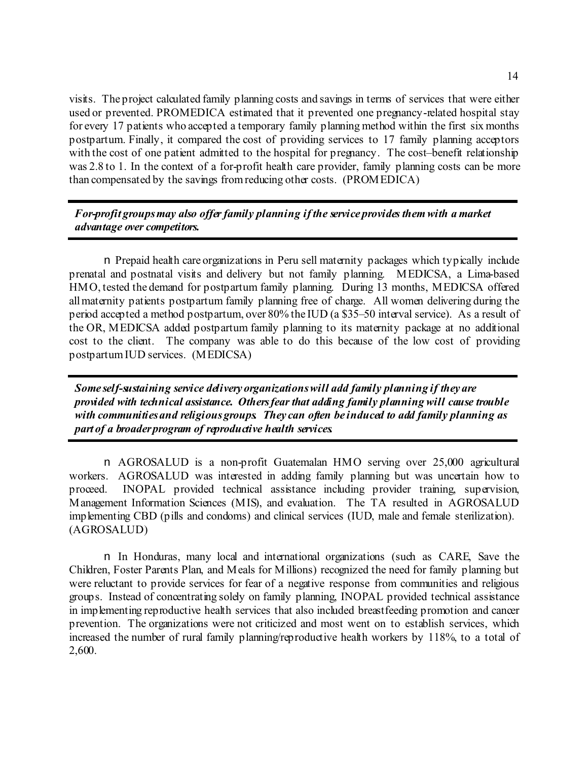visits. The project calculated family planning costs and savings in terms of services that were either used or prevented. PROMEDICA estimated that it prevented one pregnancy-related hospital stay for every 17 patients who accepted a temporary family planning method within the first six months postpartum. Finally, it compared the cost of providing services to 17 family planning acceptors with the cost of one patient admitted to the hospital for pregnancy. The cost–benefit relationship was 2.8 to 1. In the context of a for-profit health care provider, family planning costs can be more than compensated by the savings from reducing other costs. (PROMEDICA)

***For-profit groups may also offer family planning if the service provides them with a market advantage over competitors.***

- Prepaid health care organizations in Peru sell maternity packages which typically include prenatal and postnatal visits and delivery but not family planning. MEDICSA, a Lima-based HMO, tested the demand for postpartum family planning. During 13 months, MEDICSA offered all maternity patients postpartum family planning free of charge. All women delivering during the period accepted a method postpartum, over 80% the IUD (a $35–50 interval service). As a result of the OR, MEDICSA added postpartum family planning to its maternity package at no additional cost to the client. The company was able to do this because of the low cost of providing postpartum IUD services. (MEDICSA)

***Some self-sustaining service delivery organizations will add family planning if they are provided with technical assistance. Others fear that adding family planning will cause trouble with communities and religious groups. They can often be induced to add family planning as part of a broader program of reproductive health services.***

- AGROSALUD is a non-profit Guatemalan HMO serving over 25,000 agricultural workers. AGROSALUD was interested in adding family planning but was uncertain how to proceed. INOPAL provided technical assistance including provider training, supervision, Management Information Sciences (MIS), and evaluation. The TA resulted in AGROSALUD implementing CBD (pills and condoms) and clinical services (IUD, male and female sterilization). (AGROSALUD)

- In Honduras, many local and international organizations (such as CARE, Save the Children, Foster Parents Plan, and Meals for Millions) recognized the need for family planning but were reluctant to provide services for fear of a negative response from communities and religious groups. Instead of concentrating solely on family planning, INOPAL provided technical assistance in implementing reproductive health services that also included breastfeeding promotion and cancer prevention. The organizations were not criticized and most went on to establish services, which increased the number of rural family planning/reproductive health workers by 118%, to a total of 2,600.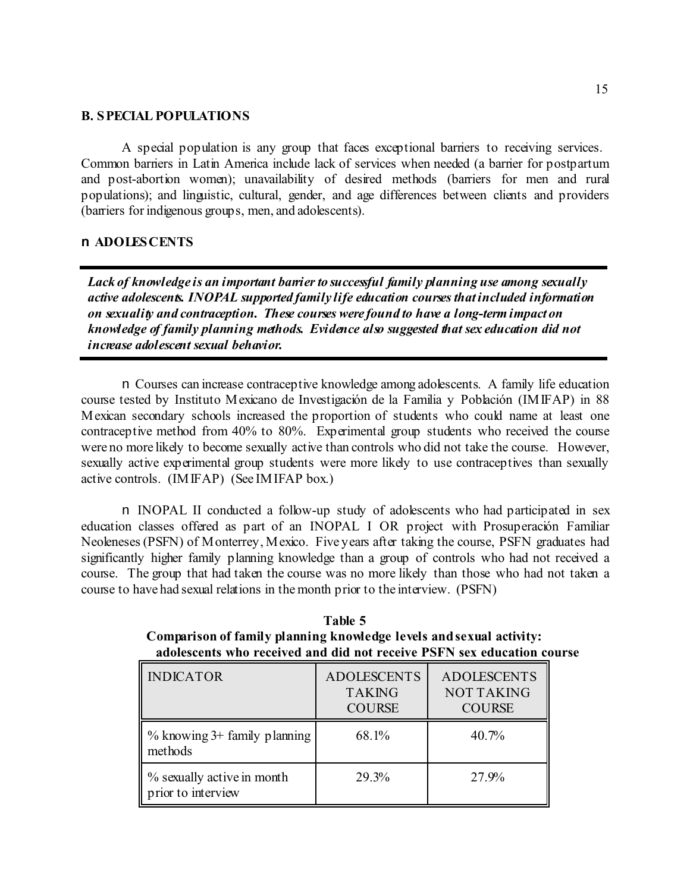## B. SPECIAL POPULATIONS

A special population is any group that faces exceptional barriers to receiving services. Common barriers in Latin America include lack of services when needed (a barrier for postpartum and post-abortion women); unavailability of desired methods (barriers for men and rural populations); and linguistic, cultural, gender, and age differences between clients and providers (barriers for indigenous groups, men, and adolescents).

### n ADOLESCENTS

***Lack of knowledge is an important barrier to successful family planning use among sexually active adolescents. INOPAL supported family life education courses that included information on sexuality and contraception. These courses were found to have a long-term impact on knowledge of family planning methods. Evidence also suggested that sex education did not increase adolescent sexual behavior.***

n Courses can increase contraceptive knowledge among adolescents. A family life education course tested by Instituto Mexicano de Investigación de la Familia y Población (IMIFAP) in 88 Mexican secondary schools increased the proportion of students who could name at least one contraceptive method from 40% to 80%. Experimental group students who received the course were no more likely to become sexually active than controls who did not take the course. However, sexually active experimental group students were more likely to use contraceptives than sexually active controls. (IMIFAP) (See IMIFAP box.)

n INOPAL II conducted a follow-up study of adolescents who had participated in sex education classes offered as part of an INOPAL I OR project with Prosuperación Familiar Neoleneses (PSFN) of Monterrey, Mexico. Five years after taking the course, PSFN graduates had significantly higher family planning knowledge than a group of controls who had not received a course. The group that had taken the course was no more likely than those who had not taken a course to have had sexual relations in the month prior to the interview. (PSFN)

**Table 5**
**Comparison of family planning knowledge levels and sexual activity: adolescents who received and did not receive PSFN sex education course**

| INDICATOR | ADOLESCENTS TAKING COURSE | ADOLESCENTS NOT TAKING COURSE |
|---|---|---|
| % knowing 3+ family planning methods | 68.1% | 40.7% |
| % sexually active in month prior to interview | 29.3% | 27.9% |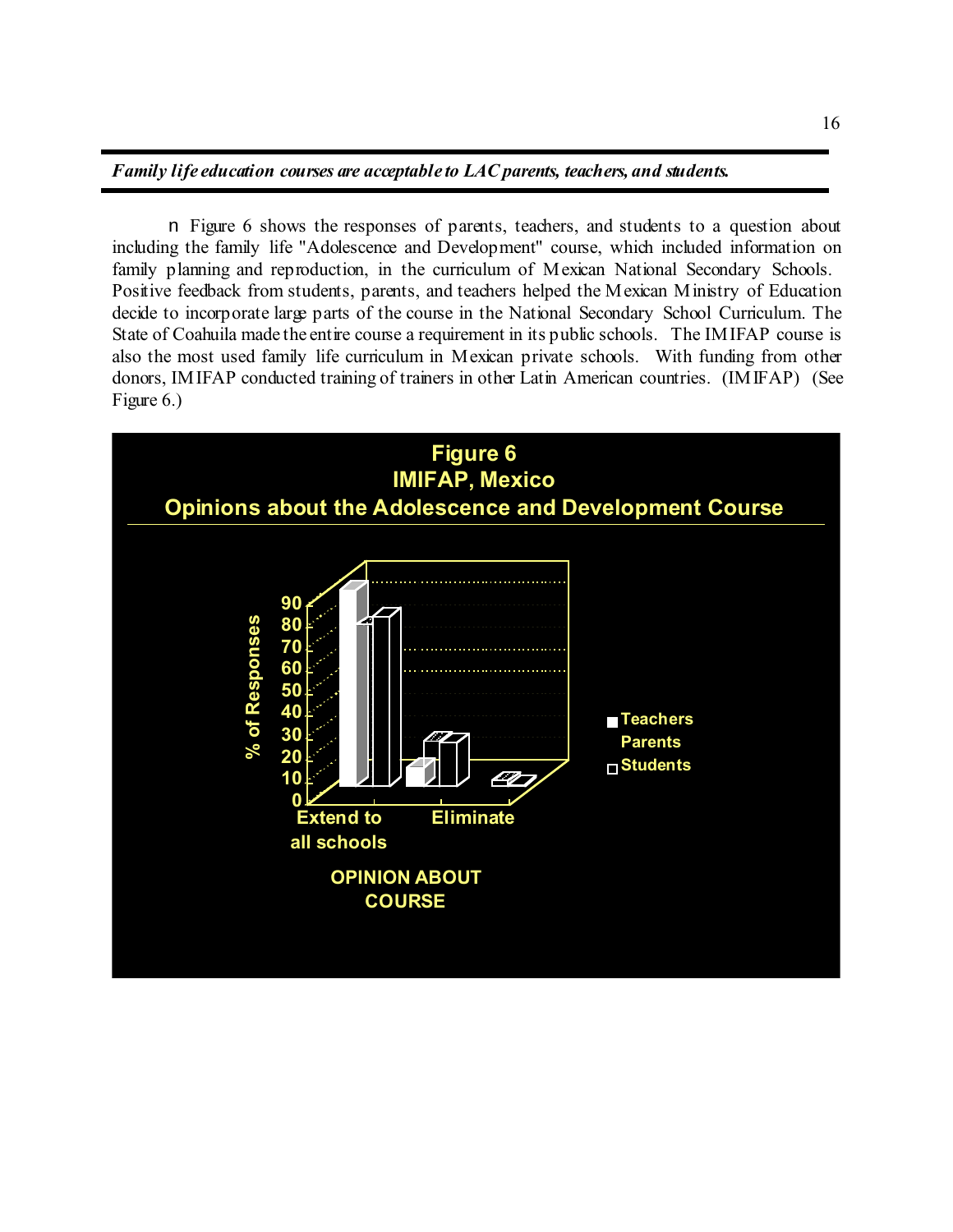***Family life education courses are acceptable to LAC parents, teachers, and students.***

- Figure 6 shows the responses of parents, teachers, and students to a question about including the family life "Adolescence and Development" course, which included information on family planning and reproduction, in the curriculum of Mexican National Secondary Schools. Positive feedback from students, parents, and teachers helped the Mexican Ministry of Education decide to incorporate large parts of the course in the National Secondary School Curriculum. The State of Coahuila made the entire course a requirement in its public schools. The IMIFAP course is also the most used family life curriculum in Mexican private schools. With funding from other donors, IMIFAP conducted training of trainers in other Latin American countries. (IMIFAP) (See Figure 6.)

**Figure 6**
**IMIFAP, Mexico**
**Opinions about the Adolescence and Development Course**

% of Responses: 0, 10, 20, 30, 40, 50, 60, 70, 80, 90

OPINION ABOUT COURSE: Extend to all schools; Eliminate

Teachers; Parents; Students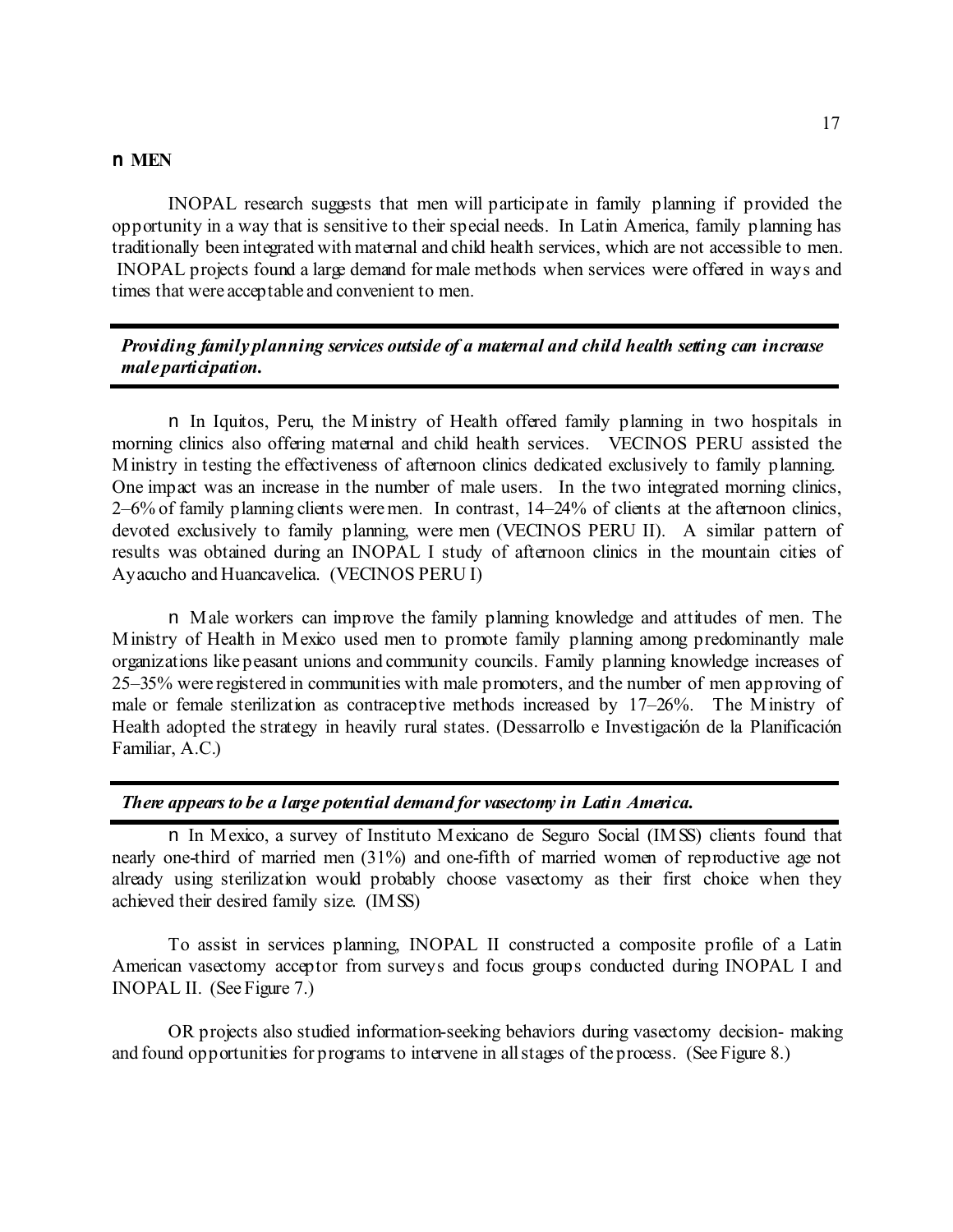## ■ MEN

INOPAL research suggests that men will participate in family planning if provided the opportunity in a way that is sensitive to their special needs. In Latin America, family planning has traditionally been integrated with maternal and child health services, which are not accessible to men. INOPAL projects found a large demand for male methods when services were offered in ways and times that were acceptable and convenient to men.

***Providing family planning services outside of a maternal and child health setting can increase male participation.***

■ In Iquitos, Peru, the Ministry of Health offered family planning in two hospitals in morning clinics also offering maternal and child health services. VECINOS PERU assisted the Ministry in testing the effectiveness of afternoon clinics dedicated exclusively to family planning. One impact was an increase in the number of male users. In the two integrated morning clinics, 2–6% of family planning clients were men. In contrast, 14–24% of clients at the afternoon clinics, devoted exclusively to family planning, were men (VECINOS PERU II). A similar pattern of results was obtained during an INOPAL I study of afternoon clinics in the mountain cities of Ayacucho and Huancavelica. (VECINOS PERU I)

■ Male workers can improve the family planning knowledge and attitudes of men. The Ministry of Health in Mexico used men to promote family planning among predominantly male organizations like peasant unions and community councils. Family planning knowledge increases of 25–35% were registered in communities with male promoters, and the number of men approving of male or female sterilization as contraceptive methods increased by 17–26%. The Ministry of Health adopted the strategy in heavily rural states. (Dessarrollo e Investigación de la Planificación Familiar, A.C.)

***There appears to be a large potential demand for vasectomy in Latin America.***

■ In Mexico, a survey of Instituto Mexicano de Seguro Social (IMSS) clients found that nearly one-third of married men (31%) and one-fifth of married women of reproductive age not already using sterilization would probably choose vasectomy as their first choice when they achieved their desired family size. (IMSS)

To assist in services planning, INOPAL II constructed a composite profile of a Latin American vasectomy acceptor from surveys and focus groups conducted during INOPAL I and INOPAL II. (See Figure 7.)

OR projects also studied information-seeking behaviors during vasectomy decision- making and found opportunities for programs to intervene in all stages of the process. (See Figure 8.)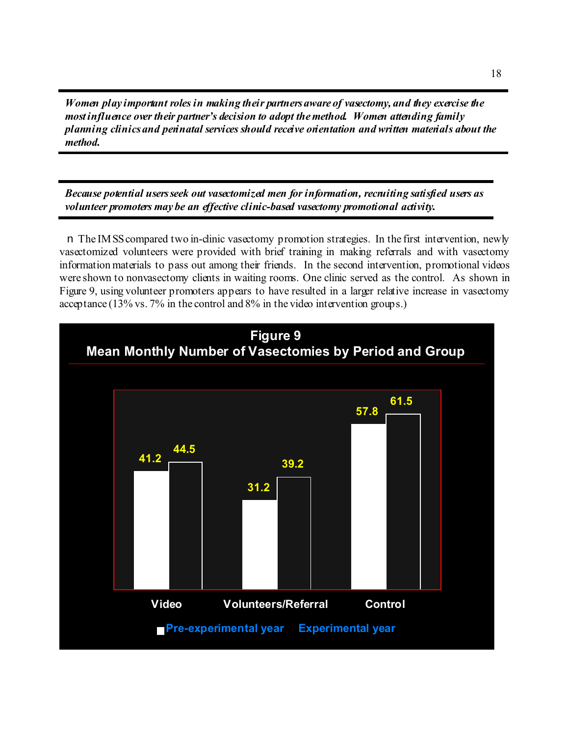***Women play important roles in making their partners aware of vasectomy, and they exercise the most influence over their partner's decision to adopt the method. Women attending family planning clinics and perinatal services should receive orientation and written materials about the method.***

---

***Because potential users seek out vasectomized men for information, recruiting satisfied users as volunteer promoters may be an effective clinic-based vasectomy promotional activity.***

---

- The IMSS compared two in-clinic vasectomy promotion strategies. In the first intervention, newly vasectomized volunteers were provided with brief training in making referrals and with vasectomy information materials to pass out among their friends. In the second intervention, promotional videos were shown to nonvasectomy clients in waiting rooms. One clinic served as the control. As shown in Figure 9, using volunteer promoters appears to have resulted in a larger relative increase in vasectomy acceptance (13% vs. 7% in the control and 8% in the video intervention groups.)

**Figure 9**
**Mean Monthly Number of Vasectomies by Period and Group**

| Group | Pre-experimental year | Experimental year |
|---|---|---|
| Video | 41.2 | 44.5 |
| Volunteers/Referral | 31.2 | 39.2 |
| Control | 57.8 | 61.5 |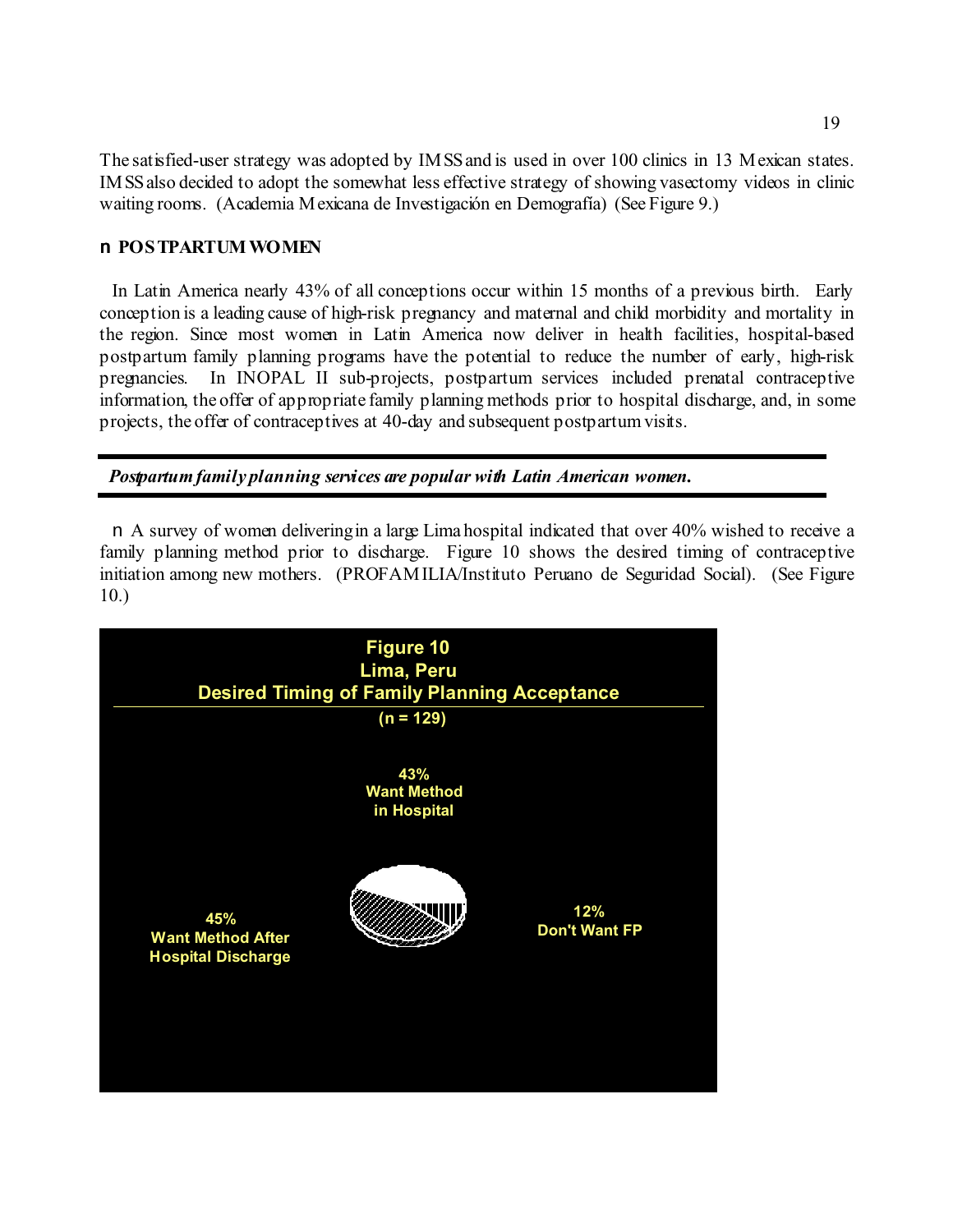The satisfied-user strategy was adopted by IMSS and is used in over 100 clinics in 13 Mexican states. IMSS also decided to adopt the somewhat less effective strategy of showing vasectomy videos in clinic waiting rooms. (Academia Mexicana de Investigación en Demografía) (See Figure 9.)

## ■ POSTPARTUM WOMEN

In Latin America nearly 43% of all conceptions occur within 15 months of a previous birth. Early conception is a leading cause of high-risk pregnancy and maternal and child morbidity and mortality in the region. Since most women in Latin America now deliver in health facilities, hospital-based postpartum family planning programs have the potential to reduce the number of early, high-risk pregnancies. In INOPAL II sub-projects, postpartum services included prenatal contraceptive information, the offer of appropriate family planning methods prior to hospital discharge, and, in some projects, the offer of contraceptives at 40-day and subsequent postpartum visits.

---

***Postpartum family planning services are popular with Latin American women.***

---

- A survey of women delivering in a large Lima hospital indicated that over 40% wished to receive a family planning method prior to discharge. Figure 10 shows the desired timing of contraceptive initiation among new mothers. (PROFAMILIA/Instituto Peruano de Seguridad Social). (See Figure 10.)

**Figure 10**
**Lima, Peru**
**Desired Timing of Family Planning Acceptance**
**(n = 129)**

43% Want Method in Hospital

45% Want Method After Hospital Discharge

12% Don't Want FP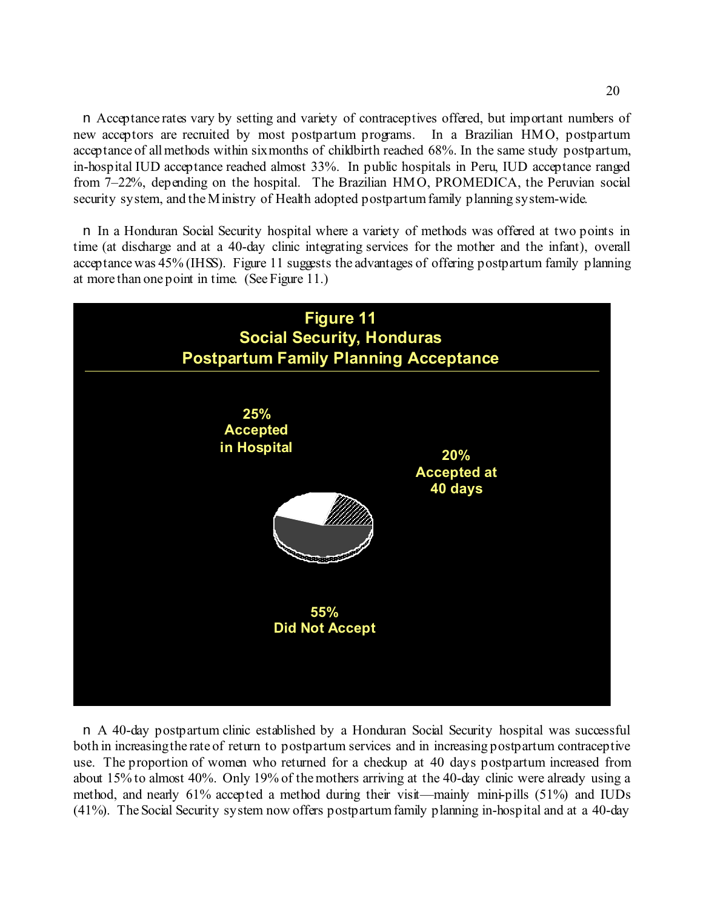n Acceptance rates vary by setting and variety of contraceptives offered, but important numbers of new acceptors are recruited by most postpartum programs. In a Brazilian HMO, postpartum acceptance of all methods within six months of childbirth reached 68%. In the same study postpartum, in-hospital IUD acceptance reached almost 33%. In public hospitals in Peru, IUD acceptance ranged from 7–22%, depending on the hospital. The Brazilian HMO, PROMEDICA, the Peruvian social security system, and the Ministry of Health adopted postpartum family planning system-wide.

n In a Honduran Social Security hospital where a variety of methods was offered at two points in time (at discharge and at a 40-day clinic integrating services for the mother and the infant), overall acceptance was 45% (IHSS). Figure 11 suggests the advantages of offering postpartum family planning at more than one point in time. (See Figure 11.)

**Figure 11**
**Social Security, Honduras**
**Postpartum Family Planning Acceptance**

25% Accepted in Hospital

20% Accepted at 40 days

55% Did Not Accept

n A 40-day postpartum clinic established by a Honduran Social Security hospital was successful both in increasing the rate of return to postpartum services and in increasing postpartum contraceptive use. The proportion of women who returned for a checkup at 40 days postpartum increased from about 15% to almost 40%. Only 19% of the mothers arriving at the 40-day clinic were already using a method, and nearly 61% accepted a method during their visit—mainly mini-pills (51%) and IUDs (41%). The Social Security system now offers postpartum family planning in-hospital and at a 40-day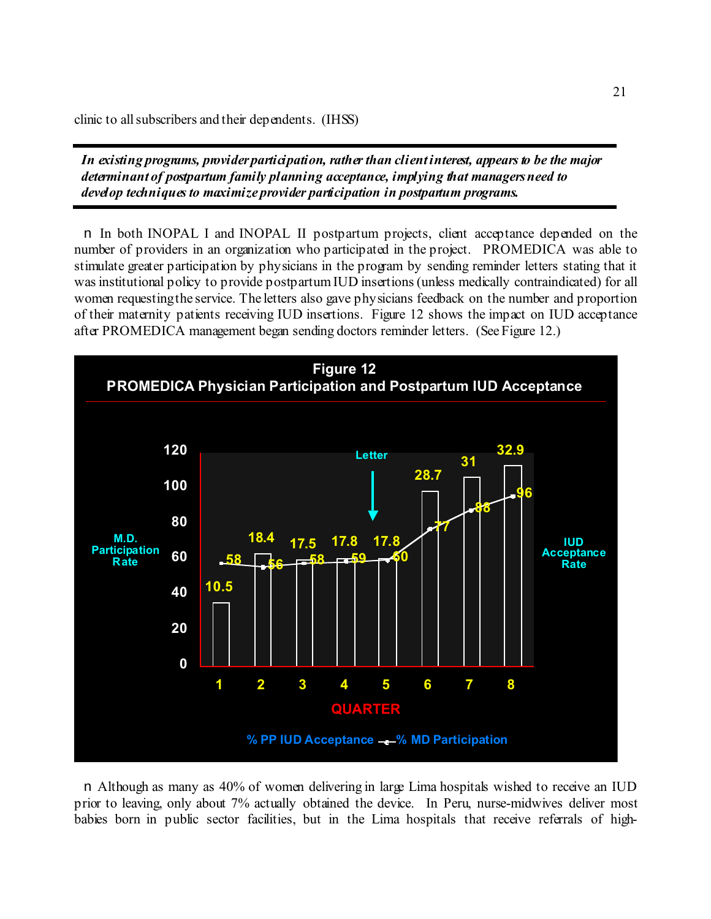clinic to all subscribers and their dependents. (IHSS)

---

***In existing programs, provider participation, rather than client interest, appears to be the major determinant of postpartum family planning acceptance, implying that managers need to develop techniques to maximize provider participation in postpartum programs.***

---

- In both INOPAL I and INOPAL II postpartum projects, client acceptance depended on the number of providers in an organization who participated in the project. PROMEDICA was able to stimulate greater participation by physicians in the program by sending reminder letters stating that it was institutional policy to provide postpartum IUD insertions (unless medically contraindicated) for all women requesting the service. The letters also gave physicians feedback on the number and proportion of their maternity patients receiving IUD insertions. Figure 12 shows the impact on IUD acceptance after PROMEDICA management began sending doctors reminder letters. (See Figure 12.)

**Figure 12**
**PROMEDICA Physician Participation and Postpartum IUD Acceptance**

| Quarter | % PP IUD Acceptance | % MD Participation |
|---|---|---|
| 1 | 10.5 | 58 |
| 2 | 18.4 | 56 |
| 3 | 17.5 | 58 |
| 4 | 17.8 | 59 |
| 5 | 17.8 | 60 |
| 6 | 28.7 | 77 |
| 7 | 31 | 88 |
| 8 | 32.9 | 96 |

(Letter sent between quarters 5 and 6.)

- Although as many as 40% of women delivering in large Lima hospitals wished to receive an IUD prior to leaving, only about 7% actually obtained the device. In Peru, nurse-midwives deliver most babies born in public sector facilities, but in the Lima hospitals that receive referrals of high-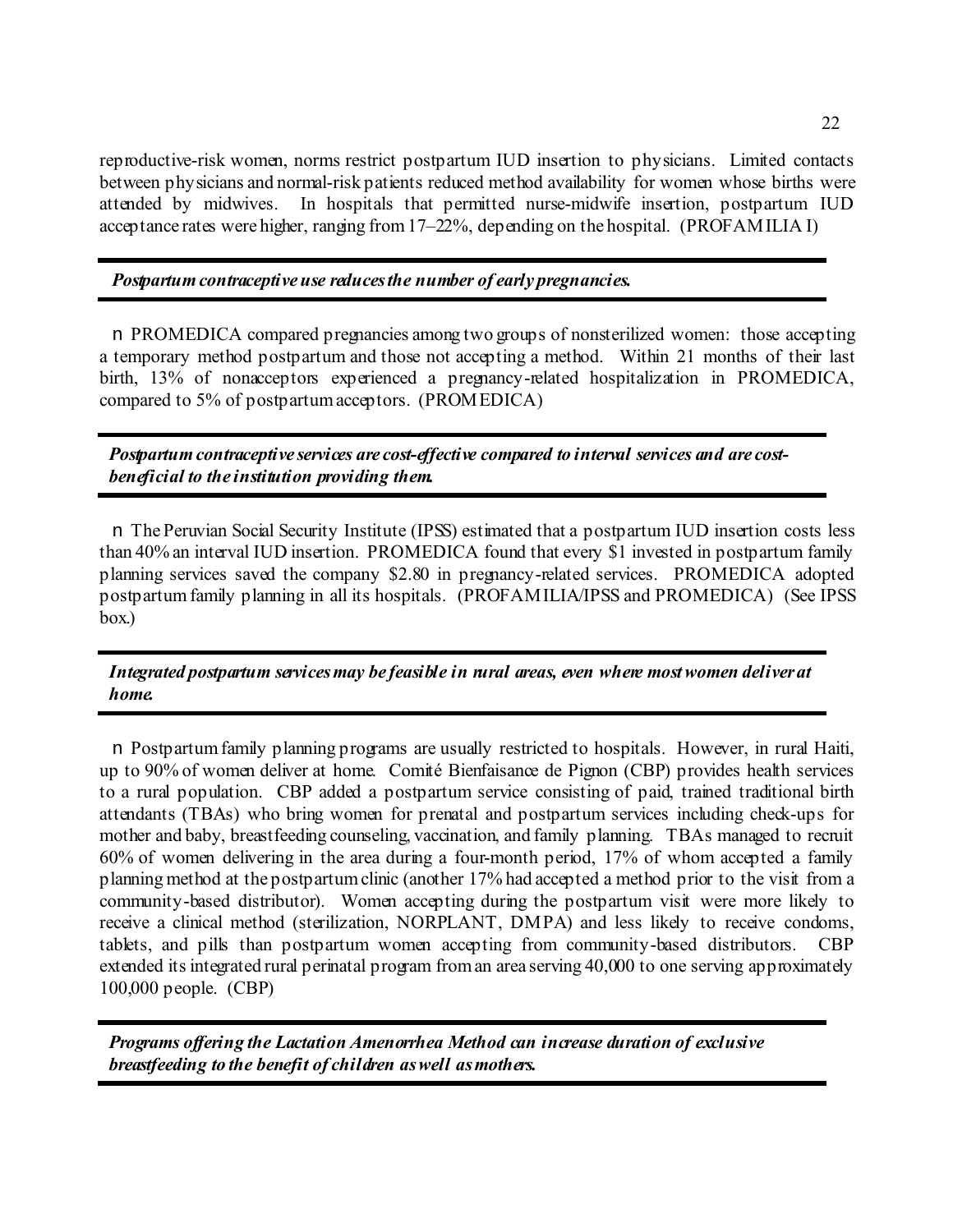reproductive-risk women, norms restrict postpartum IUD insertion to physicians. Limited contacts between physicians and normal-risk patients reduced method availability for women whose births were attended by midwives. In hospitals that permitted nurse-midwife insertion, postpartum IUD acceptance rates were higher, ranging from 17–22%, depending on the hospital. (PROFAMILIA I)

***Postpartum contraceptive use reduces the number of early pregnancies.***

- PROMEDICA compared pregnancies among two groups of nonsterilized women: those accepting a temporary method postpartum and those not accepting a method. Within 21 months of their last birth, 13% of nonacceptors experienced a pregnancy-related hospitalization in PROMEDICA, compared to 5% of postpartum acceptors. (PROMEDICA)

***Postpartum contraceptive services are cost-effective compared to interval services and are cost-beneficial to the institution providing them.***

- The Peruvian Social Security Institute (IPSS) estimated that a postpartum IUD insertion costs less than 40% an interval IUD insertion. PROMEDICA found that every $1 invested in postpartum family planning services saved the company $2.80 in pregnancy-related services. PROMEDICA adopted postpartum family planning in all its hospitals. (PROFAMILIA/IPSS and PROMEDICA) (See IPSS box.)

***Integrated postpartum services may be feasible in rural areas, even where most women deliver at home.***

- Postpartum family planning programs are usually restricted to hospitals. However, in rural Haiti, up to 90% of women deliver at home. Comité Bienfaisance de Pignon (CBP) provides health services to a rural population. CBP added a postpartum service consisting of paid, trained traditional birth attendants (TBAs) who bring women for prenatal and postpartum services including check-ups for mother and baby, breastfeeding counseling, vaccination, and family planning. TBAs managed to recruit 60% of women delivering in the area during a four-month period, 17% of whom accepted a family planning method at the postpartum clinic (another 17% had accepted a method prior to the visit from a community-based distributor). Women accepting during the postpartum visit were more likely to receive a clinical method (sterilization, NORPLANT, DMPA) and less likely to receive condoms, tablets, and pills than postpartum women accepting from community-based distributors. CBP extended its integrated rural perinatal program from an area serving 40,000 to one serving approximately 100,000 people. (CBP)

***Programs offering the Lactation Amenorrhea Method can increase duration of exclusive breastfeeding to the benefit of children as well as mothers.***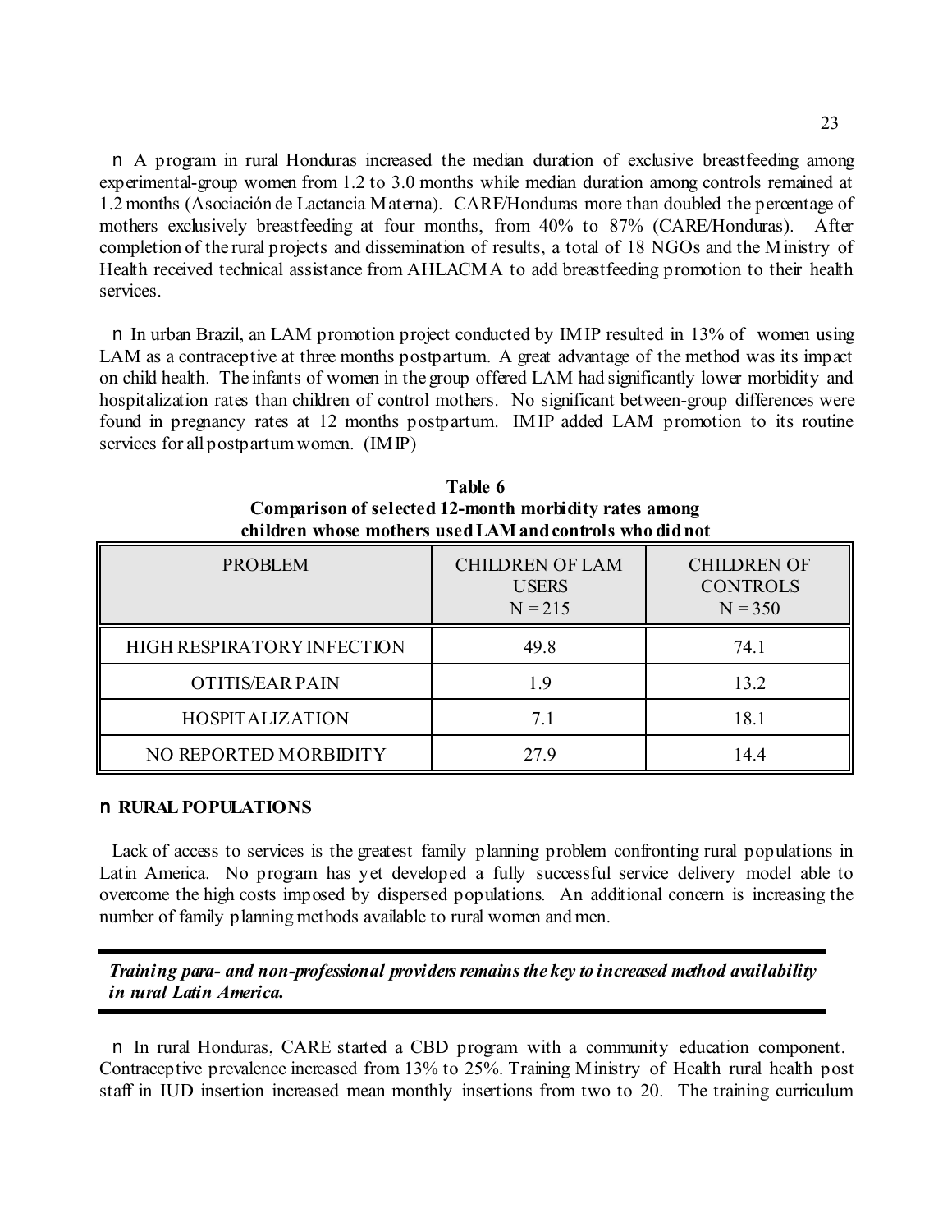n A program in rural Honduras increased the median duration of exclusive breastfeeding among experimental-group women from 1.2 to 3.0 months while median duration among controls remained at 1.2 months (Asociación de Lactancia Materna). CARE/Honduras more than doubled the percentage of mothers exclusively breastfeeding at four months, from 40% to 87% (CARE/Honduras). After completion of the rural projects and dissemination of results, a total of 18 NGOs and the Ministry of Health received technical assistance from AHLACMA to add breastfeeding promotion to their health services.

n In urban Brazil, an LAM promotion project conducted by IMIP resulted in 13% of women using LAM as a contraceptive at three months postpartum. A great advantage of the method was its impact on child health. The infants of women in the group offered LAM had significantly lower morbidity and hospitalization rates than children of control mothers. No significant between-group differences were found in pregnancy rates at 12 months postpartum. IMIP added LAM promotion to its routine services for all postpartum women. (IMIP)

**Table 6**
**Comparison of selected 12-month morbidity rates among children whose mothers used LAM and controls who did not**

| PROBLEM | CHILDREN OF LAM USERS N = 215 | CHILDREN OF CONTROLS N = 350 |
|---|---|---|
| HIGH RESPIRATORY INFECTION | 49.8 | 74.1 |
| OTITIS/EAR PAIN | 1.9 | 13.2 |
| HOSPITALIZATION | 7.1 | 18.1 |
| NO REPORTED MORBIDITY | 27.9 | 14.4 |

## n RURAL POPULATIONS

Lack of access to services is the greatest family planning problem confronting rural populations in Latin America. No program has yet developed a fully successful service delivery model able to overcome the high costs imposed by dispersed populations. An additional concern is increasing the number of family planning methods available to rural women and men.

***Training para- and non-professional providers remains the key to increased method availability in rural Latin America.***

n In rural Honduras, CARE started a CBD program with a community education component. Contraceptive prevalence increased from 13% to 25%. Training Ministry of Health rural health post staff in IUD insertion increased mean monthly insertions from two to 20. The training curriculum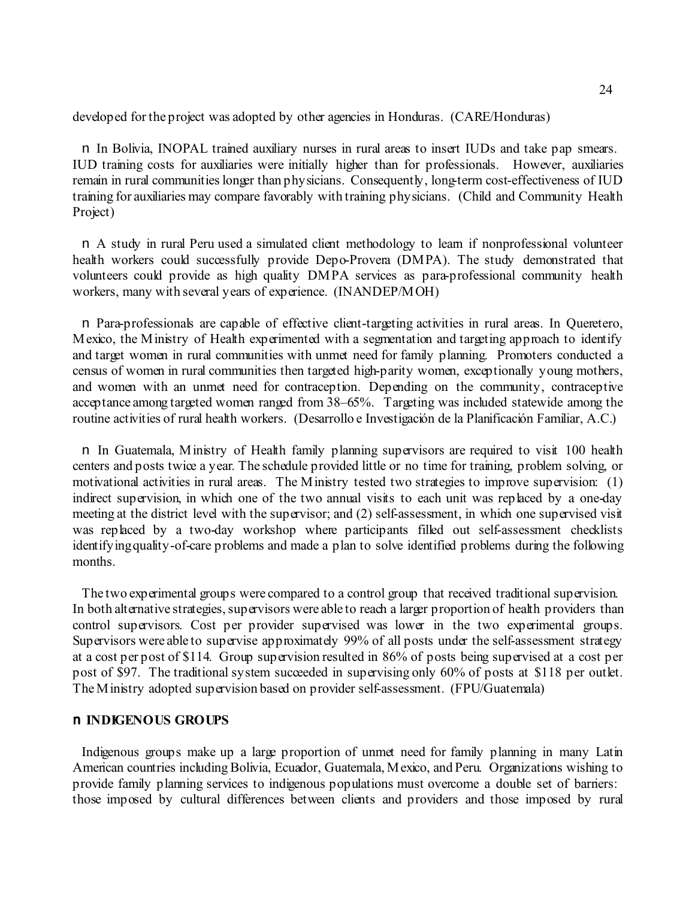developed for the project was adopted by other agencies in Honduras. (CARE/Honduras)

- In Bolivia, INOPAL trained auxiliary nurses in rural areas to insert IUDs and take pap smears. IUD training costs for auxiliaries were initially higher than for professionals. However, auxiliaries remain in rural communities longer than physicians. Consequently, long-term cost-effectiveness of IUD training for auxiliaries may compare favorably with training physicians. (Child and Community Health Project)

- A study in rural Peru used a simulated client methodology to learn if nonprofessional volunteer health workers could successfully provide Depo-Provera (DMPA). The study demonstrated that volunteers could provide as high quality DMPA services as para-professional community health workers, many with several years of experience. (INANDEP/MOH)

- Para-professionals are capable of effective client-targeting activities in rural areas. In Queretero, Mexico, the Ministry of Health experimented with a segmentation and targeting approach to identify and target women in rural communities with unmet need for family planning. Promoters conducted a census of women in rural communities then targeted high-parity women, exceptionally young mothers, and women with an unmet need for contraception. Depending on the community, contraceptive acceptance among targeted women ranged from 38–65%. Targeting was included statewide among the routine activities of rural health workers. (Desarrollo e Investigación de la Planificación Familiar, A.C.)

- In Guatemala, Ministry of Health family planning supervisors are required to visit 100 health centers and posts twice a year. The schedule provided little or no time for training, problem solving, or motivational activities in rural areas. The Ministry tested two strategies to improve supervision: (1) indirect supervision, in which one of the two annual visits to each unit was replaced by a one-day meeting at the district level with the supervisor; and (2) self-assessment, in which one supervised visit was replaced by a two-day workshop where participants filled out self-assessment checklists identifying quality-of-care problems and made a plan to solve identified problems during the following months.

The two experimental groups were compared to a control group that received traditional supervision. In both alternative strategies, supervisors were able to reach a larger proportion of health providers than control supervisors. Cost per provider supervised was lower in the two experimental groups. Supervisors were able to supervise approximately 99% of all posts under the self-assessment strategy at a cost per post of $114. Group supervision resulted in 86% of posts being supervised at a cost per post of $97. The traditional system succeeded in supervising only 60% of posts at $118 per outlet. The Ministry adopted supervision based on provider self-assessment. (FPU/Guatemala)

## INDIGENOUS GROUPS

Indigenous groups make up a large proportion of unmet need for family planning in many Latin American countries including Bolivia, Ecuador, Guatemala, Mexico, and Peru. Organizations wishing to provide family planning services to indigenous populations must overcome a double set of barriers: those imposed by cultural differences between clients and providers and those imposed by rural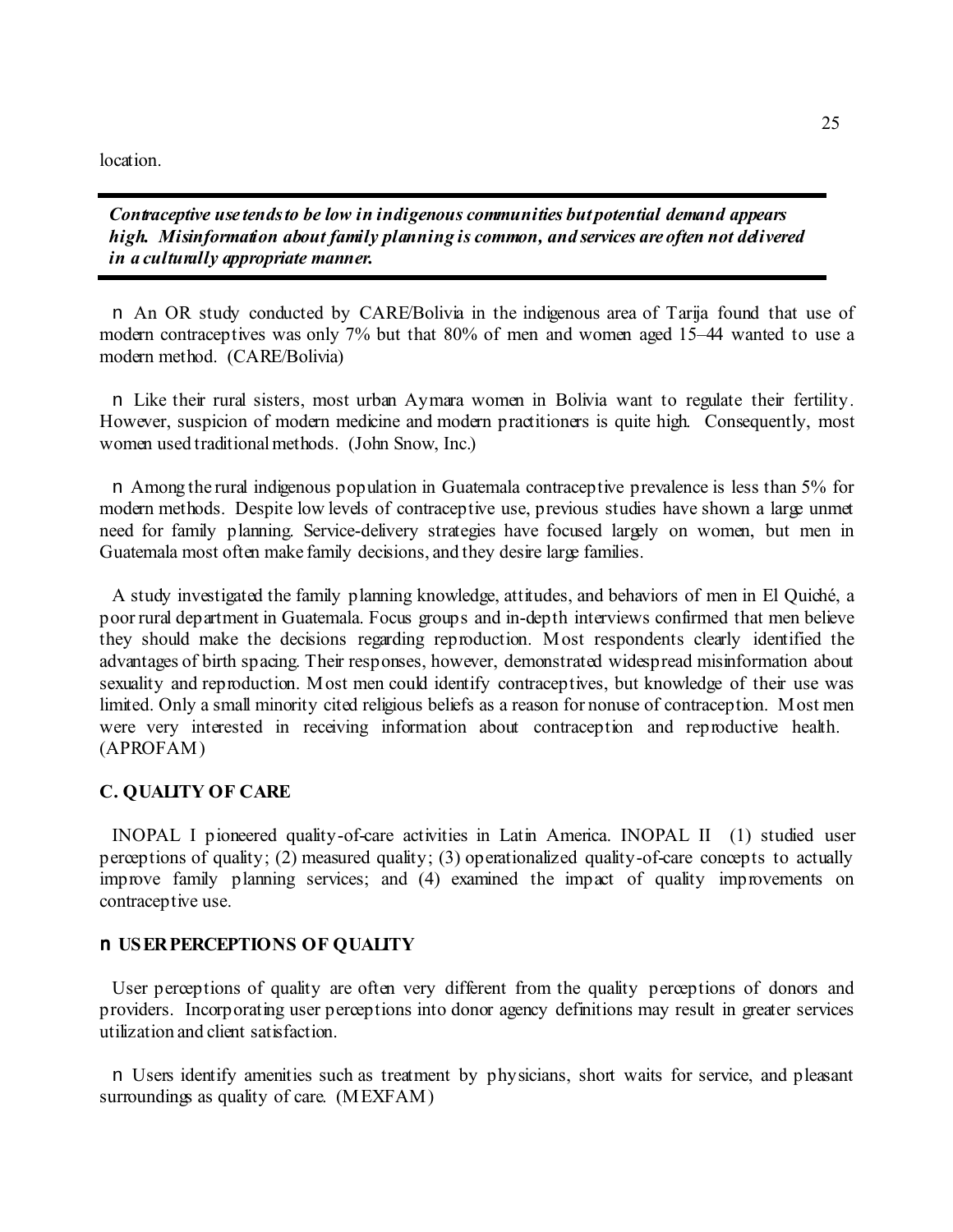location.

***Contraceptive use tends to be low in indigenous communities but potential demand appears high. Misinformation about family planning is common, and services are often not delivered in a culturally appropriate manner.***

- An OR study conducted by CARE/Bolivia in the indigenous area of Tarija found that use of modern contraceptives was only 7% but that 80% of men and women aged 15–44 wanted to use a modern method. (CARE/Bolivia)

- Like their rural sisters, most urban Aymara women in Bolivia want to regulate their fertility. However, suspicion of modern medicine and modern practitioners is quite high. Consequently, most women used traditional methods. (John Snow, Inc.)

- Among the rural indigenous population in Guatemala contraceptive prevalence is less than 5% for modern methods. Despite low levels of contraceptive use, previous studies have shown a large unmet need for family planning. Service-delivery strategies have focused largely on women, but men in Guatemala most often make family decisions, and they desire large families.

A study investigated the family planning knowledge, attitudes, and behaviors of men in El Quiché, a poor rural department in Guatemala. Focus groups and in-depth interviews confirmed that men believe they should make the decisions regarding reproduction. Most respondents clearly identified the advantages of birth spacing. Their responses, however, demonstrated widespread misinformation about sexuality and reproduction. Most men could identify contraceptives, but knowledge of their use was limited. Only a small minority cited religious beliefs as a reason for nonuse of contraception. Most men were very interested in receiving information about contraception and reproductive health. (APROFAM)

## C. QUALITY OF CARE

INOPAL I pioneered quality-of-care activities in Latin America. INOPAL II (1) studied user perceptions of quality; (2) measured quality; (3) operationalized quality-of-care concepts to actually improve family planning services; and (4) examined the impact of quality improvements on contraceptive use.

### USER PERCEPTIONS OF QUALITY

User perceptions of quality are often very different from the quality perceptions of donors and providers. Incorporating user perceptions into donor agency definitions may result in greater services utilization and client satisfaction.

- Users identify amenities such as treatment by physicians, short waits for service, and pleasant surroundings as quality of care. (MEXFAM)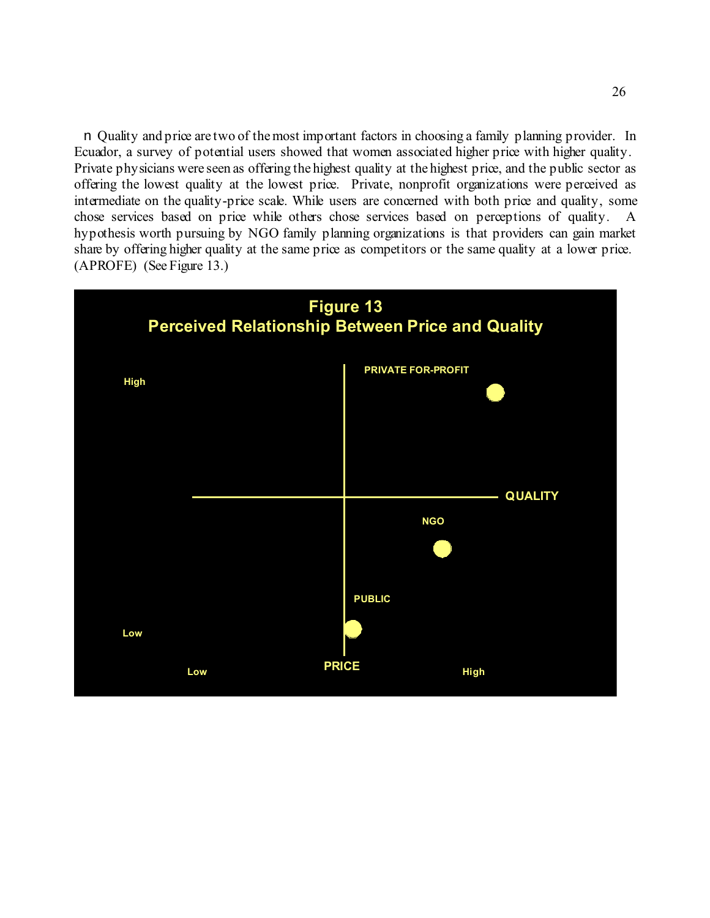- Quality and price are two of the most important factors in choosing a family planning provider. In Ecuador, a survey of potential users showed that women associated higher price with higher quality. Private physicians were seen as offering the highest quality at the highest price, and the public sector as offering the lowest quality at the lowest price. Private, nonprofit organizations were perceived as intermediate on the quality-price scale. While users are concerned with both price and quality, some chose services based on price while others chose services based on perceptions of quality. A hypothesis worth pursuing by NGO family planning organizations is that providers can gain market share by offering higher quality at the same price as competitors or the same quality at a lower price. (APROFE) (See Figure 13.)

**Figure 13**
**Perceived Relationship Between Price and Quality**

PRIVATE FOR-PROFIT

High

QUALITY

NGO

PUBLIC

Low

Low PRICE High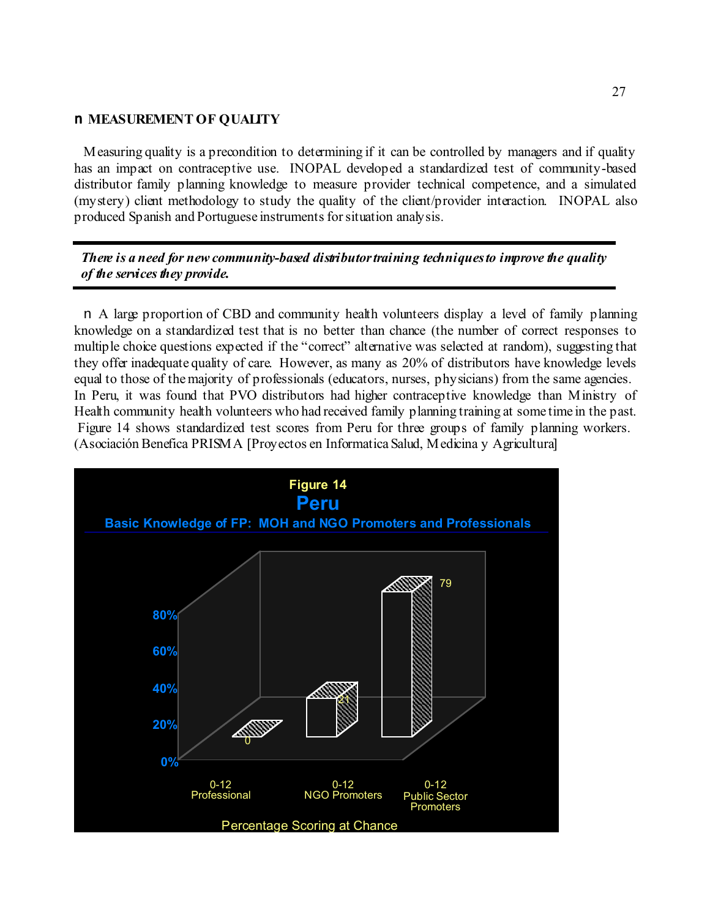## MEASUREMENT OF QUALITY

Measuring quality is a precondition to determining if it can be controlled by managers and if quality has an impact on contraceptive use. INOPAL developed a standardized test of community-based distributor family planning knowledge to measure provider technical competence, and a simulated (mystery) client methodology to study the quality of the client/provider interaction. INOPAL also produced Spanish and Portuguese instruments for situation analysis.

---

***There is a need for new community-based distributor training techniques to improve the quality of the services they provide.***

---

- A large proportion of CBD and community health volunteers display a level of family planning knowledge on a standardized test that is no better than chance (the number of correct responses to multiple choice questions expected if the "correct" alternative was selected at random), suggesting that they offer inadequate quality of care. However, as many as 20% of distributors have knowledge levels equal to those of the majority of professionals (educators, nurses, physicians) from the same agencies. In Peru, it was found that PVO distributors had higher contraceptive knowledge than Ministry of Health community health volunteers who had received family planning training at some time in the past. Figure 14 shows standardized test scores from Peru for three groups of family planning workers. (Asociación Benefica PRISMA [Proyectos en Informatica Salud, Medicina y Agricultura]

**Figure 14**
**Peru**
**Basic Knowledge of FP: MOH and NGO Promoters and Professionals**

| Group | Percentage Scoring at Chance |
|---|---|
| 0-12 Professional | 0 |
| 0-12 NGO Promoters | 21 |
| 0-12 Public Sector Promoters | 79 |

Percentage Scoring at Chance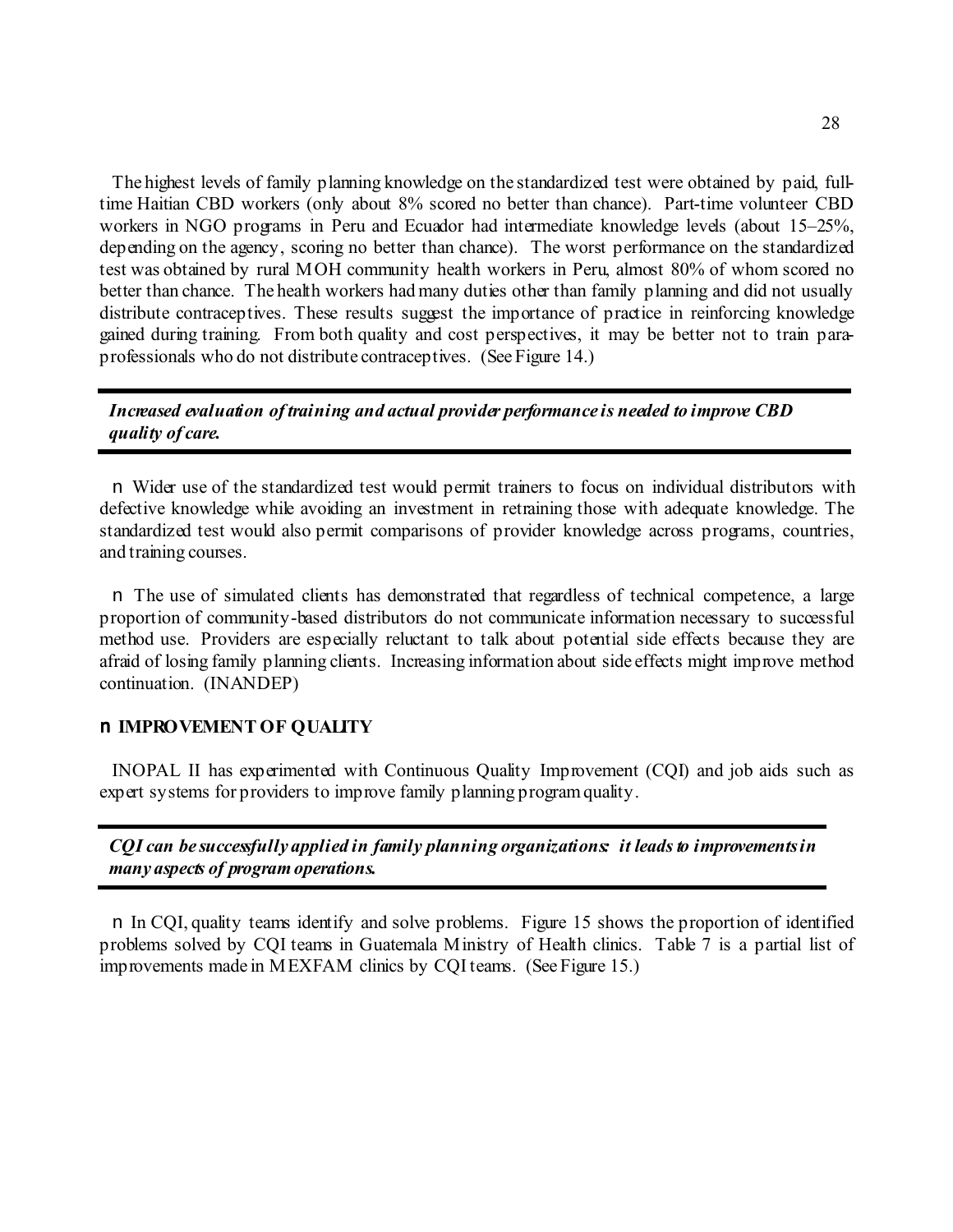The highest levels of family planning knowledge on the standardized test were obtained by paid, full-time Haitian CBD workers (only about 8% scored no better than chance). Part-time volunteer CBD workers in NGO programs in Peru and Ecuador had intermediate knowledge levels (about 15–25%, depending on the agency, scoring no better than chance). The worst performance on the standardized test was obtained by rural MOH community health workers in Peru, almost 80% of whom scored no better than chance. The health workers had many duties other than family planning and did not usually distribute contraceptives. These results suggest the importance of practice in reinforcing knowledge gained during training. From both quality and cost perspectives, it may be better not to train para-professionals who do not distribute contraceptives. (See Figure 14.)

***Increased evaluation of training and actual provider performance is needed to improve CBD quality of care.***

- Wider use of the standardized test would permit trainers to focus on individual distributors with defective knowledge while avoiding an investment in retraining those with adequate knowledge. The standardized test would also permit comparisons of provider knowledge across programs, countries, and training courses.

- The use of simulated clients has demonstrated that regardless of technical competence, a large proportion of community-based distributors do not communicate information necessary to successful method use. Providers are especially reluctant to talk about potential side effects because they are afraid of losing family planning clients. Increasing information about side effects might improve method continuation. (INANDEP)

## IMPROVEMENT OF QUALITY

INOPAL II has experimented with Continuous Quality Improvement (CQI) and job aids such as expert systems for providers to improve family planning program quality.

***CQI can be successfully applied in family planning organizations: it leads to improvements in many aspects of program operations.***

- In CQI, quality teams identify and solve problems. Figure 15 shows the proportion of identified problems solved by CQI teams in Guatemala Ministry of Health clinics. Table 7 is a partial list of improvements made in MEXFAM clinics by CQI teams. (See Figure 15.)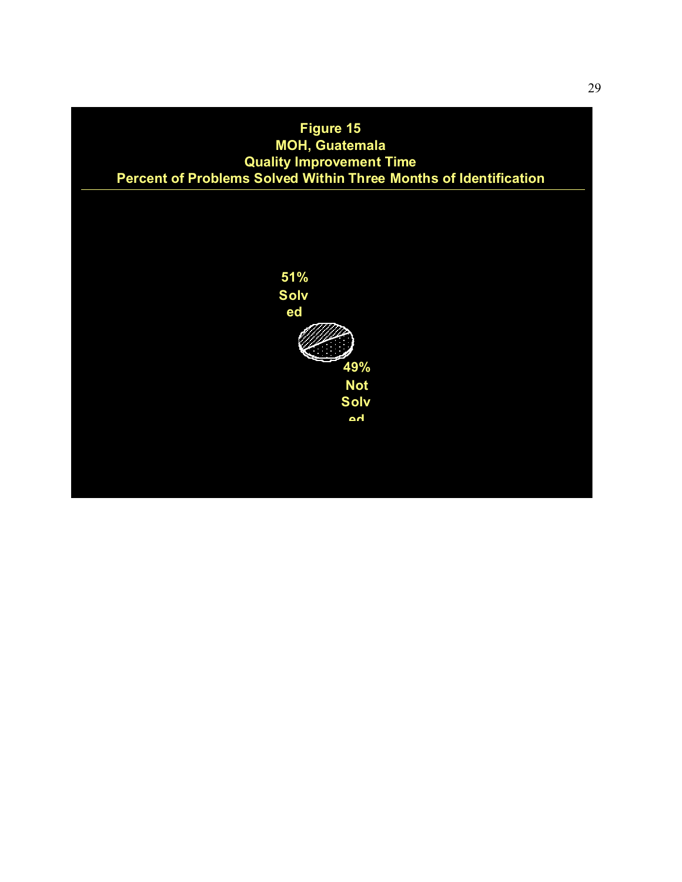**Figure 15**
**MOH, Guatemala**
**Quality Improvement Time**
**Percent of Problems Solved Within Three Months of Identification**

51% Solved

49% Not Solved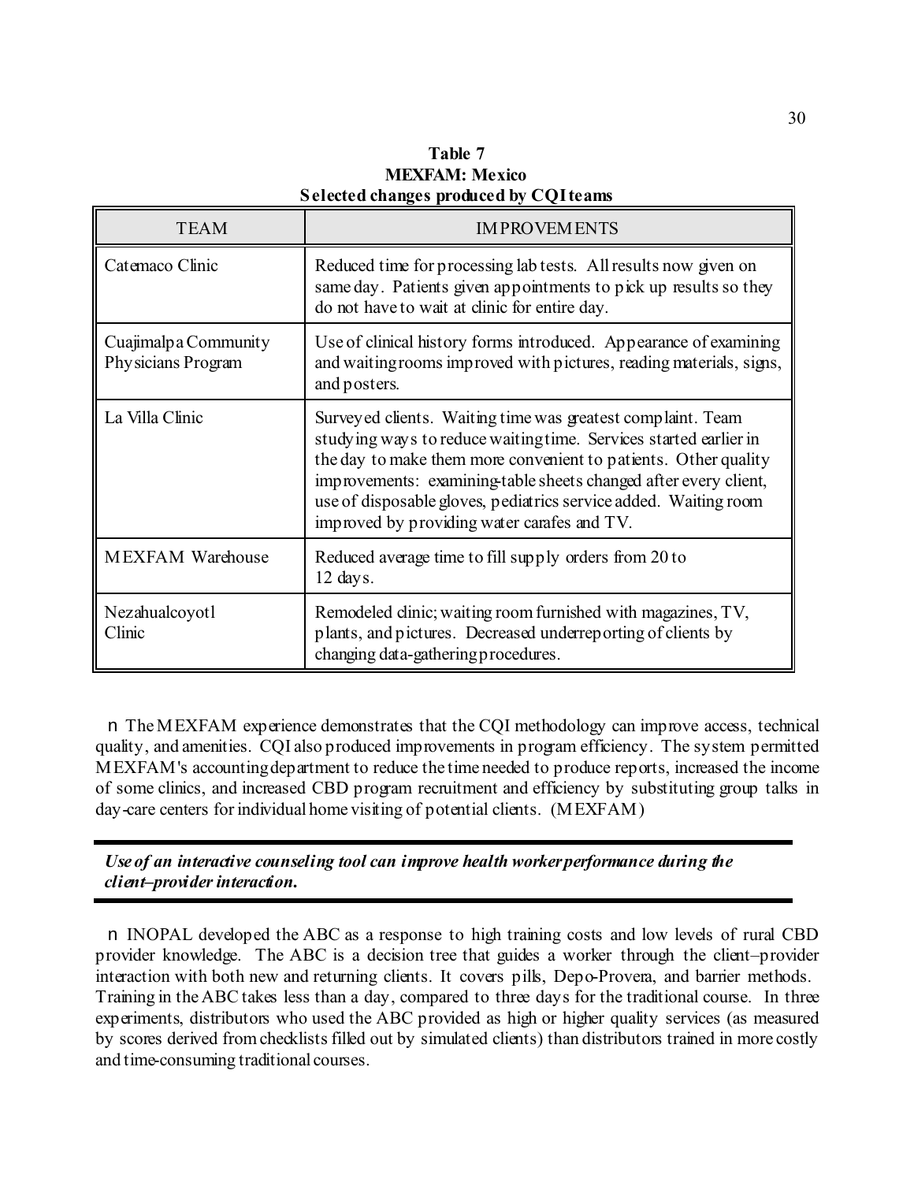**Table 7**
**MEXFAM: Mexico**
**Selected changes produced by CQI teams**

| TEAM | IMPROVEMENTS |
|---|---|
| Catemaco Clinic | Reduced time for processing lab tests. All results now given on same day. Patients given appointments to pick up results so they do not have to wait at clinic for entire day. |
| Cuajimalpa Community Physicians Program | Use of clinical history forms introduced. Appearance of examining and waiting rooms improved with pictures, reading materials, signs, and posters. |
| La Villa Clinic | Surveyed clients. Waiting time was greatest complaint. Team studying ways to reduce waiting time. Services started earlier in the day to make them more convenient to patients. Other quality improvements: examining-table sheets changed after every client, use of disposable gloves, pediatrics service added. Waiting room improved by providing water carafes and TV. |
| MEXFAM Warehouse | Reduced average time to fill supply orders from 20 to 12 days. |
| Nezahualcoyotl Clinic | Remodeled clinic; waiting room furnished with magazines, TV, plants, and pictures. Decreased underreporting of clients by changing data-gathering procedures. |

- The MEXFAM experience demonstrates that the CQI methodology can improve access, technical quality, and amenities. CQI also produced improvements in program efficiency. The system permitted MEXFAM's accounting department to reduce the time needed to produce reports, increased the income of some clinics, and increased CBD program recruitment and efficiency by substituting group talks in day-care centers for individual home visiting of potential clients. (MEXFAM)

***Use of an interactive counseling tool can improve health worker performance during the client–provider interaction.***

- INOPAL developed the ABC as a response to high training costs and low levels of rural CBD provider knowledge. The ABC is a decision tree that guides a worker through the client–provider interaction with both new and returning clients. It covers pills, Depo-Provera, and barrier methods. Training in the ABC takes less than a day, compared to three days for the traditional course. In three experiments, distributors who used the ABC provided as high or higher quality services (as measured by scores derived from checklists filled out by simulated clients) than distributors trained in more costly and time-consuming traditional courses.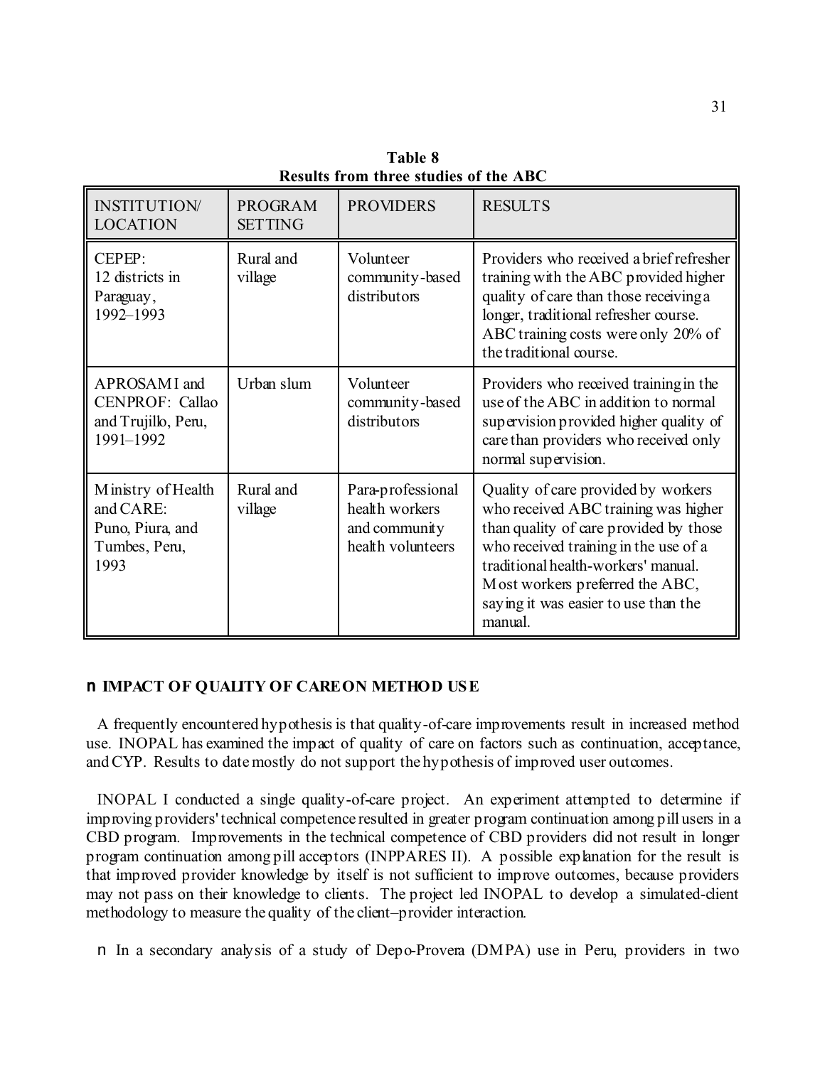**Table 8**
**Results from three studies of the ABC**

| INSTITUTION/ LOCATION | PROGRAM SETTING | PROVIDERS | RESULTS |
|---|---|---|---|
| CEPEP: 12 districts in Paraguay, 1992–1993 | Rural and village | Volunteer community-based distributors | Providers who received a brief refresher training with the ABC provided higher quality of care than those receiving a longer, traditional refresher course. ABC training costs were only 20% of the traditional course. |
| APROSAMI and CENPROF: Callao and Trujillo, Peru, 1991–1992 | Urban slum | Volunteer community-based distributors | Providers who received training in the use of the ABC in addition to normal supervision provided higher quality of care than providers who received only normal supervision. |
| Ministry of Health and CARE: Puno, Piura, and Tumbes, Peru, 1993 | Rural and village | Para-professional health workers and community health volunteers | Quality of care provided by workers who received ABC training was higher than quality of care provided by those who received training in the use of a traditional health-workers' manual. Most workers preferred the ABC, saying it was easier to use than the manual. |

## ■ IMPACT OF QUALITY OF CARE ON METHOD USE

A frequently encountered hypothesis is that quality-of-care improvements result in increased method use. INOPAL has examined the impact of quality of care on factors such as continuation, acceptance, and CYP. Results to date mostly do not support the hypothesis of improved user outcomes.

INOPAL I conducted a single quality-of-care project. An experiment attempted to determine if improving providers' technical competence resulted in greater program continuation among pill users in a CBD program. Improvements in the technical competence of CBD providers did not result in longer program continuation among pill acceptors (INPPARES II). A possible explanation for the result is that improved provider knowledge by itself is not sufficient to improve outcomes, because providers may not pass on their knowledge to clients. The project led INOPAL to develop a simulated-client methodology to measure the quality of the client–provider interaction.

■ In a secondary analysis of a study of Depo-Provera (DMPA) use in Peru, providers in two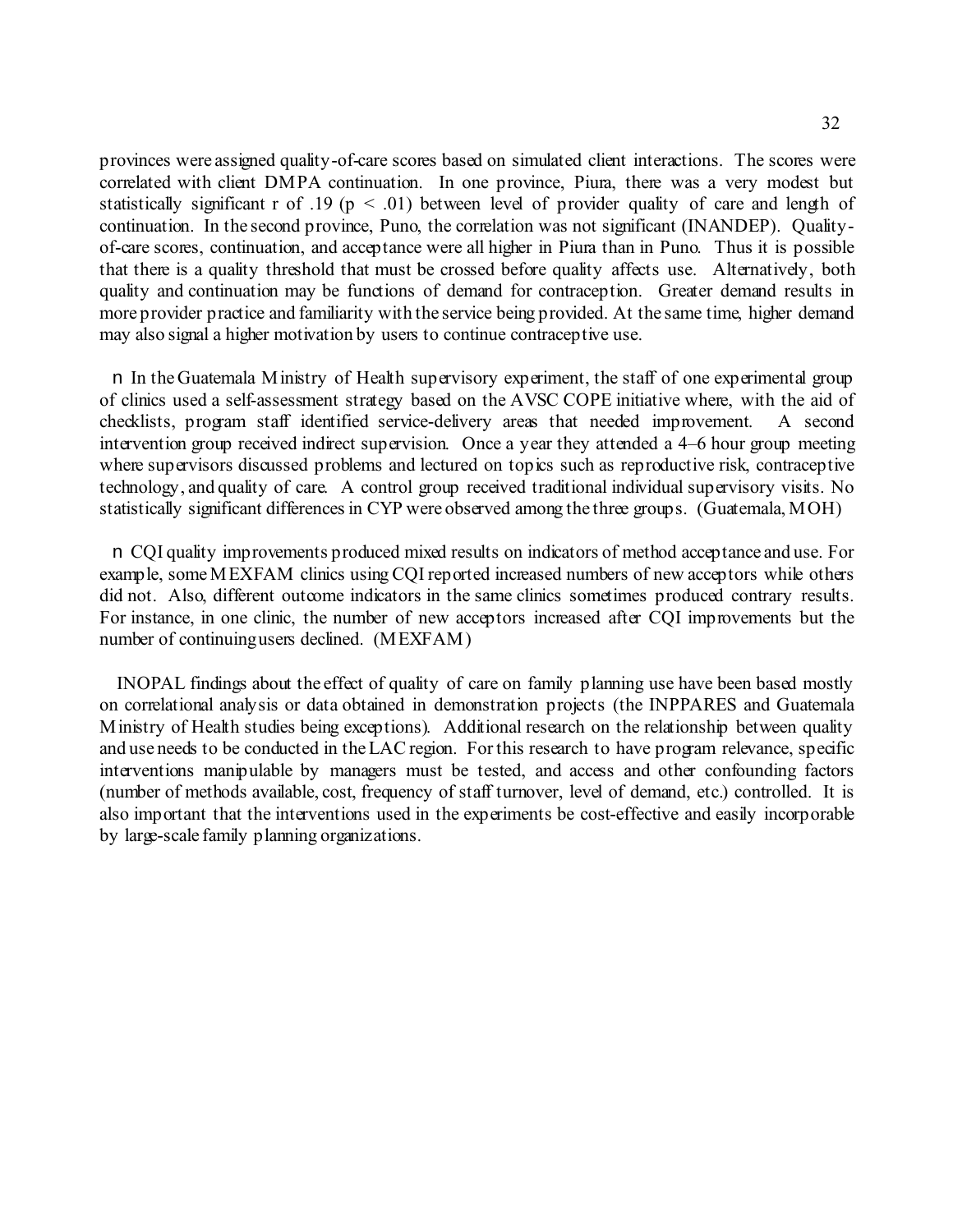provinces were assigned quality-of-care scores based on simulated client interactions. The scores were correlated with client DMPA continuation. In one province, Piura, there was a very modest but statistically significant r of .19 ($p < .01$) between level of provider quality of care and length of continuation. In the second province, Puno, the correlation was not significant (INANDEP). Quality-of-care scores, continuation, and acceptance were all higher in Piura than in Puno. Thus it is possible that there is a quality threshold that must be crossed before quality affects use. Alternatively, both quality and continuation may be functions of demand for contraception. Greater demand results in more provider practice and familiarity with the service being provided. At the same time, higher demand may also signal a higher motivation by users to continue contraceptive use.

- In the Guatemala Ministry of Health supervisory experiment, the staff of one experimental group of clinics used a self-assessment strategy based on the AVSC COPE initiative where, with the aid of checklists, program staff identified service-delivery areas that needed improvement. A second intervention group received indirect supervision. Once a year they attended a 4–6 hour group meeting where supervisors discussed problems and lectured on topics such as reproductive risk, contraceptive technology, and quality of care. A control group received traditional individual supervisory visits. No statistically significant differences in CYP were observed among the three groups. (Guatemala, MOH)

- CQI quality improvements produced mixed results on indicators of method acceptance and use. For example, some MEXFAM clinics using CQI reported increased numbers of new acceptors while others did not. Also, different outcome indicators in the same clinics sometimes produced contrary results. For instance, in one clinic, the number of new acceptors increased after CQI improvements but the number of continuing users declined. (MEXFAM)

INOPAL findings about the effect of quality of care on family planning use have been based mostly on correlational analysis or data obtained in demonstration projects (the INPPARES and Guatemala Ministry of Health studies being exceptions). Additional research on the relationship between quality and use needs to be conducted in the LAC region. For this research to have program relevance, specific interventions manipulable by managers must be tested, and access and other confounding factors (number of methods available, cost, frequency of staff turnover, level of demand, etc.) controlled. It is also important that the interventions used in the experiments be cost-effective and easily incorporable by large-scale family planning organizations.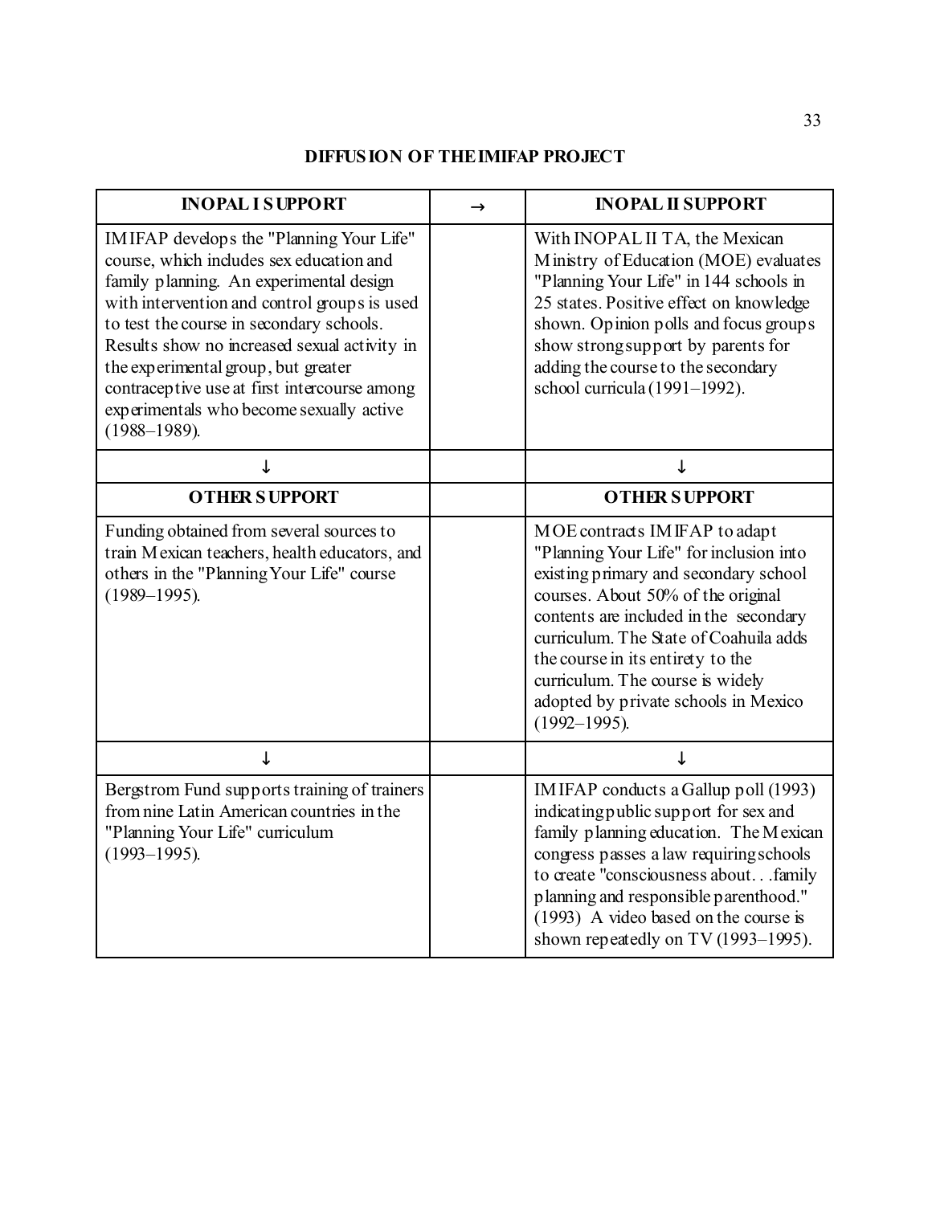## DIFFUSION OF THE IMIFAP PROJECT

| INOPAL I SUPPORT | → | INOPAL II SUPPORT |
|---|---|---|
| IMIFAP develops the "Planning Your Life" course, which includes sex education and family planning. An experimental design with intervention and control groups is used to test the course in secondary schools. Results show no increased sexual activity in the experimental group, but greater contraceptive use at first intercourse among experimentals who become sexually active (1988–1989). | | With INOPAL II TA, the Mexican Ministry of Education (MOE) evaluates "Planning Your Life" in 144 schools in 25 states. Positive effect on knowledge shown. Opinion polls and focus groups show strong support by parents for adding the course to the secondary school curricula (1991–1992). |
| ↓ | | ↓ |
| **OTHER SUPPORT** | | **OTHER SUPPORT** |
| Funding obtained from several sources to train Mexican teachers, health educators, and others in the "Planning Your Life" course (1989–1995). | | MOE contracts IMIFAP to adapt "Planning Your Life" for inclusion into existing primary and secondary school courses. About 50% of the original contents are included in the secondary curriculum. The State of Coahuila adds the course in its entirety to the curriculum. The course is widely adopted by private schools in Mexico (1992–1995). |
| ↓ | | ↓ |
| Bergstrom Fund supports training of trainers from nine Latin American countries in the "Planning Your Life" curriculum (1993–1995). | | IMIFAP conducts a Gallup poll (1993) indicating public support for sex and family planning education. The Mexican congress passes a law requiring schools to create "consciousness about. . .family planning and responsible parenthood." (1993) A video based on the course is shown repeatedly on TV (1993–1995). |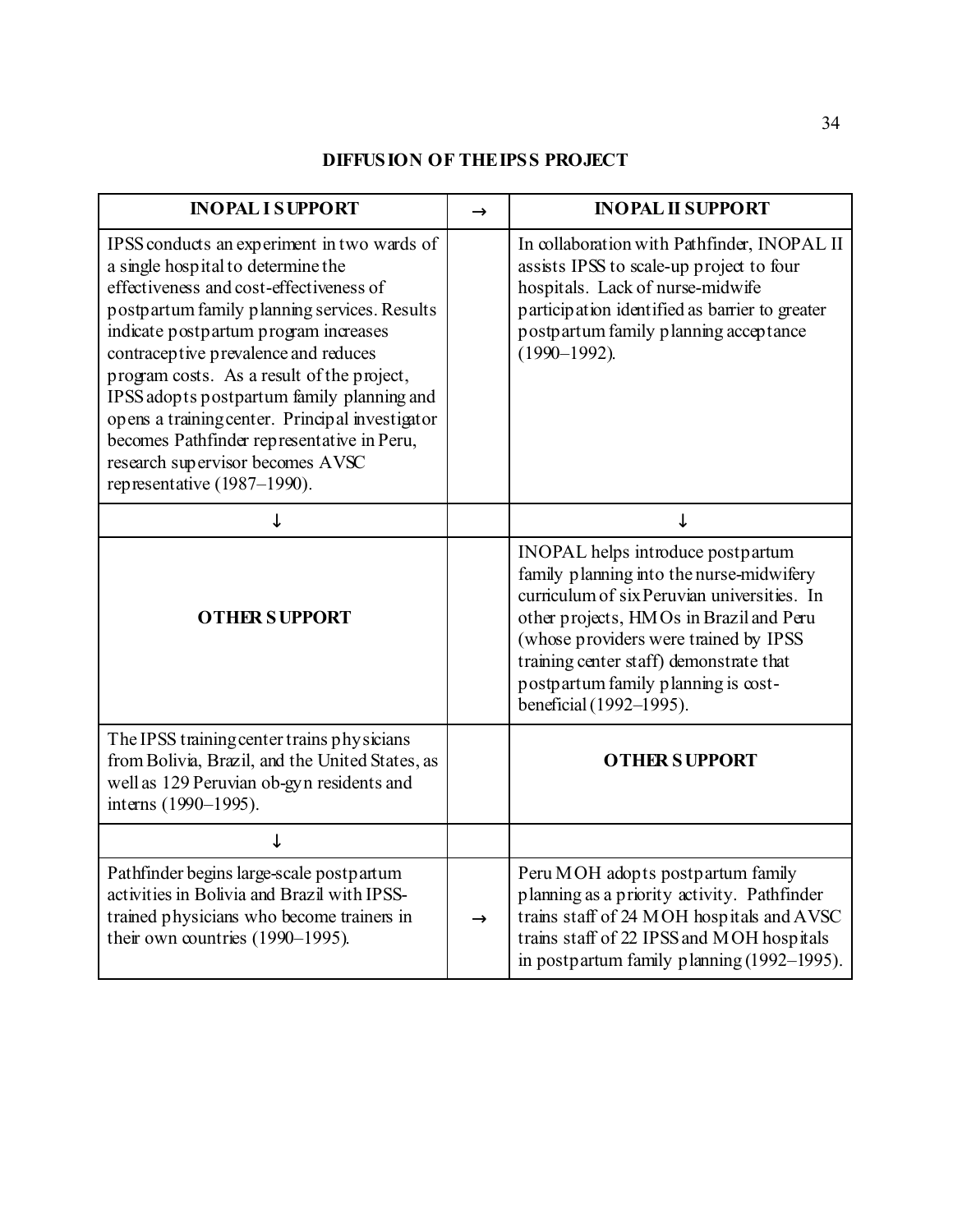## DIFFUSION OF THE IPSS PROJECT

| INOPAL I SUPPORT | → | INOPAL II SUPPORT |
|---|---|---|
| IPSS conducts an experiment in two wards of a single hospital to determine the effectiveness and cost-effectiveness of postpartum family planning services. Results indicate postpartum program increases contraceptive prevalence and reduces program costs. As a result of the project, IPSS adopts postpartum family planning and opens a training center. Principal investigator becomes Pathfinder representative in Peru, research supervisor becomes AVSC representative (1987–1990). | | In collaboration with Pathfinder, INOPAL II assists IPSS to scale-up project to four hospitals. Lack of nurse-midwife participation identified as barrier to greater postpartum family planning acceptance (1990–1992). |
| ↓ | | ↓ |
| **OTHER SUPPORT** | | INOPAL helps introduce postpartum family planning into the nurse-midwifery curriculum of six Peruvian universities. In other projects, HMOs in Brazil and Peru (whose providers were trained by IPSS training center staff) demonstrate that postpartum family planning is cost-beneficial (1992–1995). |
| The IPSS training center trains physicians from Bolivia, Brazil, and the United States, as well as 129 Peruvian ob-gyn residents and interns (1990–1995). | | **OTHER SUPPORT** |
| ↓ | | |
| Pathfinder begins large-scale postpartum activities in Bolivia and Brazil with IPSS-trained physicians who become trainers in their own countries (1990–1995). | → | Peru MOH adopts postpartum family planning as a priority activity. Pathfinder trains staff of 24 MOH hospitals and AVSC trains staff of 22 IPSS and MOH hospitals in postpartum family planning (1992–1995). |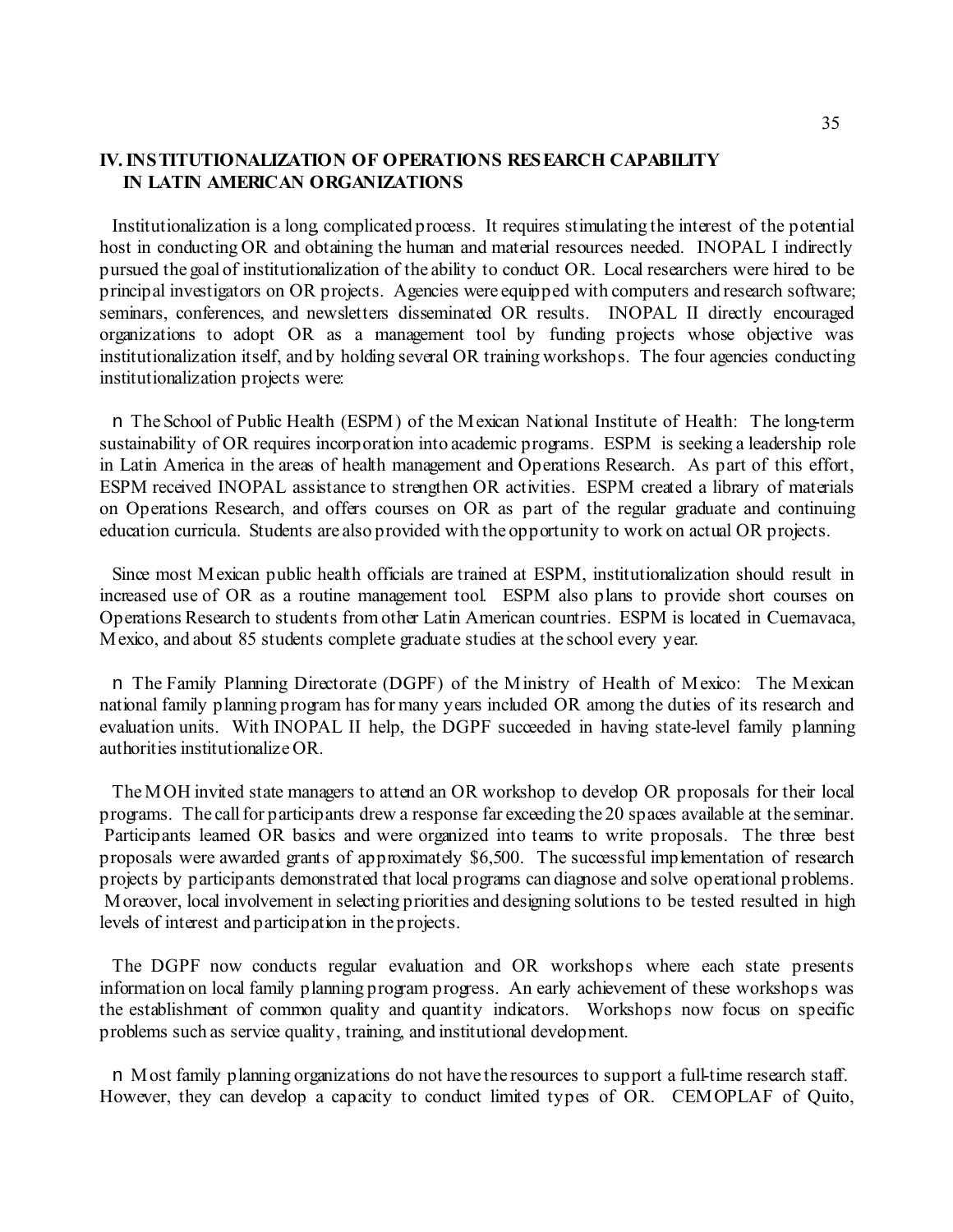## IV. INSTITUTIONALIZATION OF OPERATIONS RESEARCH CAPABILITY IN LATIN AMERICAN ORGANIZATIONS

Institutionalization is a long, complicated process. It requires stimulating the interest of the potential host in conducting OR and obtaining the human and material resources needed. INOPAL I indirectly pursued the goal of institutionalization of the ability to conduct OR. Local researchers were hired to be principal investigators on OR projects. Agencies were equipped with computers and research software; seminars, conferences, and newsletters disseminated OR results. INOPAL II directly encouraged organizations to adopt OR as a management tool by funding projects whose objective was institutionalization itself, and by holding several OR training workshops. The four agencies conducting institutionalization projects were:

- The School of Public Health (ESPM) of the Mexican National Institute of Health: The long-term sustainability of OR requires incorporation into academic programs. ESPM is seeking a leadership role in Latin America in the areas of health management and Operations Research. As part of this effort, ESPM received INOPAL assistance to strengthen OR activities. ESPM created a library of materials on Operations Research, and offers courses on OR as part of the regular graduate and continuing education curricula. Students are also provided with the opportunity to work on actual OR projects.

  Since most Mexican public health officials are trained at ESPM, institutionalization should result in increased use of OR as a routine management tool. ESPM also plans to provide short courses on Operations Research to students from other Latin American countries. ESPM is located in Cuernavaca, Mexico, and about 85 students complete graduate studies at the school every year.

- The Family Planning Directorate (DGPF) of the Ministry of Health of Mexico: The Mexican national family planning program has for many years included OR among the duties of its research and evaluation units. With INOPAL II help, the DGPF succeeded in having state-level family planning authorities institutionalize OR.

  The MOH invited state managers to attend an OR workshop to develop OR proposals for their local programs. The call for participants drew a response far exceeding the 20 spaces available at the seminar. Participants learned OR basics and were organized into teams to write proposals. The three best proposals were awarded grants of approximately $6,500. The successful implementation of research projects by participants demonstrated that local programs can diagnose and solve operational problems. Moreover, local involvement in selecting priorities and designing solutions to be tested resulted in high levels of interest and participation in the projects.

  The DGPF now conducts regular evaluation and OR workshops where each state presents information on local family planning program progress. An early achievement of these workshops was the establishment of common quality and quantity indicators. Workshops now focus on specific problems such as service quality, training, and institutional development.

- Most family planning organizations do not have the resources to support a full-time research staff. However, they can develop a capacity to conduct limited types of OR. CEMOPLAF of Quito,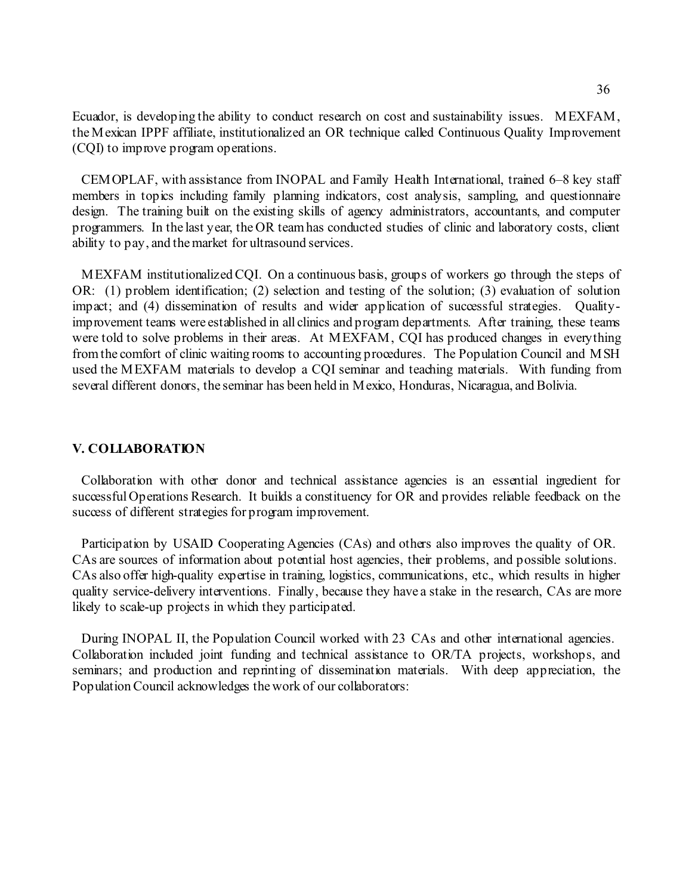Ecuador, is developing the ability to conduct research on cost and sustainability issues. MEXFAM, the Mexican IPPF affiliate, institutionalized an OR technique called Continuous Quality Improvement (CQI) to improve program operations.

CEMOPLAF, with assistance from INOPAL and Family Health International, trained 6–8 key staff members in topics including family planning indicators, cost analysis, sampling, and questionnaire design. The training built on the existing skills of agency administrators, accountants, and computer programmers. In the last year, the OR team has conducted studies of clinic and laboratory costs, client ability to pay, and the market for ultrasound services.

MEXFAM institutionalized CQI. On a continuous basis, groups of workers go through the steps of OR: (1) problem identification; (2) selection and testing of the solution; (3) evaluation of solution impact; and (4) dissemination of results and wider application of successful strategies. Quality-improvement teams were established in all clinics and program departments. After training, these teams were told to solve problems in their areas. At MEXFAM, CQI has produced changes in everything from the comfort of clinic waiting rooms to accounting procedures. The Population Council and MSH used the MEXFAM materials to develop a CQI seminar and teaching materials. With funding from several different donors, the seminar has been held in Mexico, Honduras, Nicaragua, and Bolivia.

## V. COLLABORATION

Collaboration with other donor and technical assistance agencies is an essential ingredient for successful Operations Research. It builds a constituency for OR and provides reliable feedback on the success of different strategies for program improvement.

Participation by USAID Cooperating Agencies (CAs) and others also improves the quality of OR. CAs are sources of information about potential host agencies, their problems, and possible solutions. CAs also offer high-quality expertise in training, logistics, communications, etc., which results in higher quality service-delivery interventions. Finally, because they have a stake in the research, CAs are more likely to scale-up projects in which they participated.

During INOPAL II, the Population Council worked with 23 CAs and other international agencies. Collaboration included joint funding and technical assistance to OR/TA projects, workshops, and seminars; and production and reprinting of dissemination materials. With deep appreciation, the Population Council acknowledges the work of our collaborators: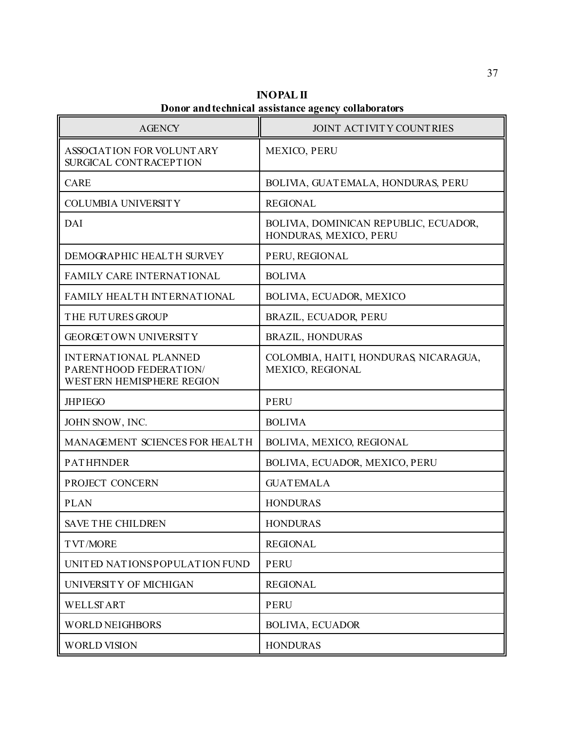**INOPAL II**

**Donor and technical assistance agency collaborators**

| AGENCY | JOINT ACTIVITY COUNTRIES |
|---|---|
| ASSOCIATION FOR VOLUNTARY SURGICAL CONTRACEPTION | MEXICO, PERU |
| CARE | BOLIVIA, GUATEMALA, HONDURAS, PERU |
| COLUMBIA UNIVERSITY | REGIONAL |
| DAI | BOLIVIA, DOMINICAN REPUBLIC, ECUADOR, HONDURAS, MEXICO, PERU |
| DEMOGRAPHIC HEALTH SURVEY | PERU, REGIONAL |
| FAMILY CARE INTERNATIONAL | BOLIVIA |
| FAMILY HEALTH INTERNATIONAL | BOLIVIA, ECUADOR, MEXICO |
| THE FUTURES GROUP | BRAZIL, ECUADOR, PERU |
| GEORGETOWN UNIVERSITY | BRAZIL, HONDURAS |
| INTERNATIONAL PLANNED PARENTHOOD FEDERATION/ WESTERN HEMISPHERE REGION | COLOMBIA, HAITI, HONDURAS, NICARAGUA, MEXICO, REGIONAL |
| JHPIEGO | PERU |
| JOHN SNOW, INC. | BOLIVIA |
| MANAGEMENT SCIENCES FOR HEALTH | BOLIVIA, MEXICO, REGIONAL |
| PATHFINDER | BOLIVIA, ECUADOR, MEXICO, PERU |
| PROJECT CONCERN | GUATEMALA |
| PLAN | HONDURAS |
| SAVE THE CHILDREN | HONDURAS |
| TVT/MORE | REGIONAL |
| UNITED NATIONS POPULATION FUND | PERU |
| UNIVERSITY OF MICHIGAN | REGIONAL |
| WELLSTART | PERU |
| WORLD NEIGHBORS | BOLIVIA, ECUADOR |
| WORLD VISION | HONDURAS |